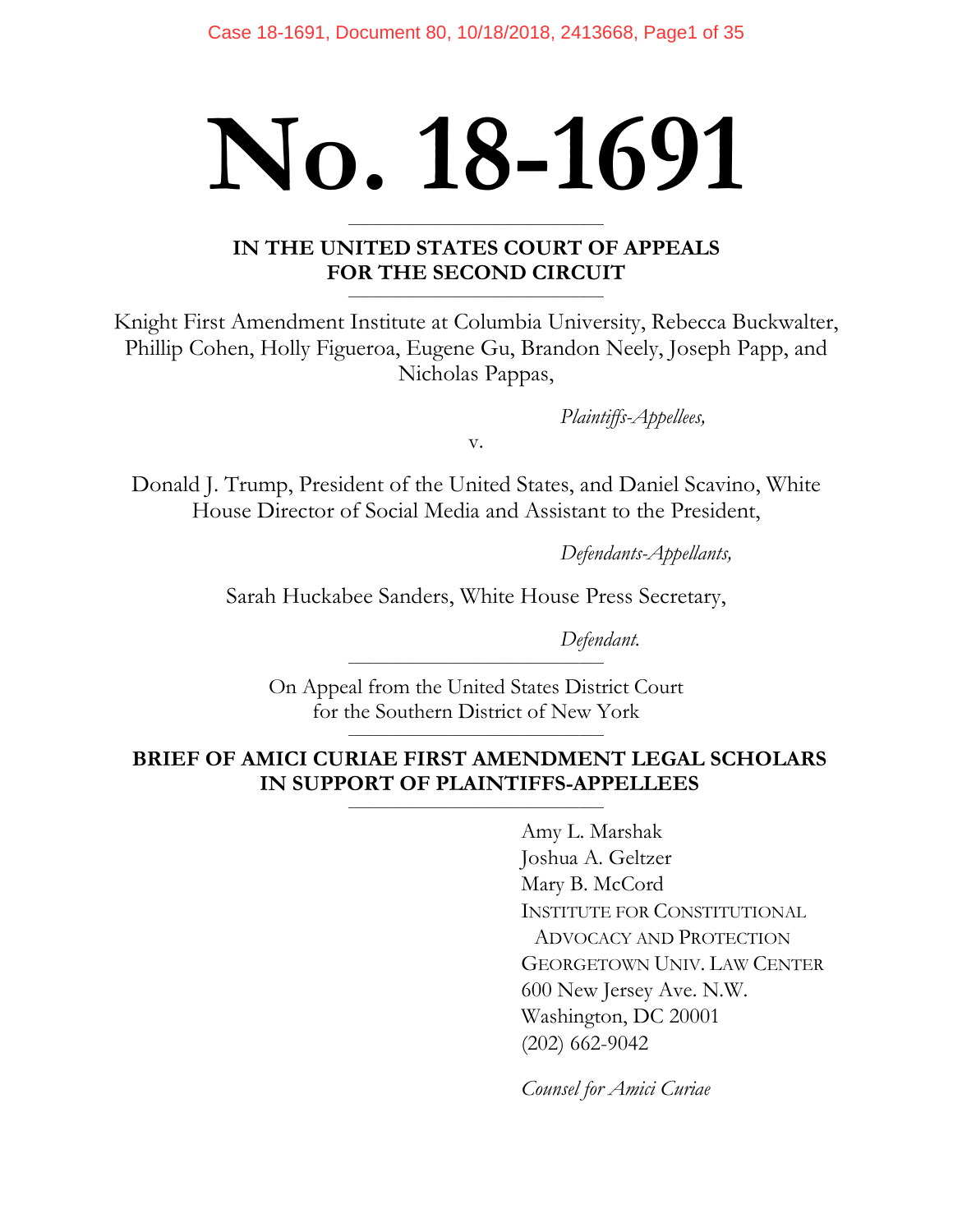# No. 18-1691

---

**IN THE UNITED STATES COURT OF APPEALS**
**FOR THE SECOND CIRCUIT**

---

Knight First Amendment Institute at Columbia University, Rebecca Buckwalter, Phillip Cohen, Holly Figueroa, Eugene Gu, Brandon Neely, Joseph Papp, and Nicholas Pappas,

*Plaintiffs-Appellees,*

v.

Donald J. Trump, President of the United States, and Daniel Scavino, White House Director of Social Media and Assistant to the President,

*Defendants-Appellants,*

Sarah Huckabee Sanders, White House Press Secretary,

*Defendant.*

---

On Appeal from the United States District Court
for the Southern District of New York

---

**BRIEF OF AMICI CURIAE FIRST AMENDMENT LEGAL SCHOLARS IN SUPPORT OF PLAINTIFFS-APPELLEES**

---

Amy L. Marshak
Joshua A. Geltzer
Mary B. McCord
INSTITUTE FOR CONSTITUTIONAL
ADVOCACY AND PROTECTION
GEORGETOWN UNIV. LAW CENTER
600 New Jersey Ave. N.W.
Washington, DC 20001
(202) 662-9042

*Counsel for Amici Curiae*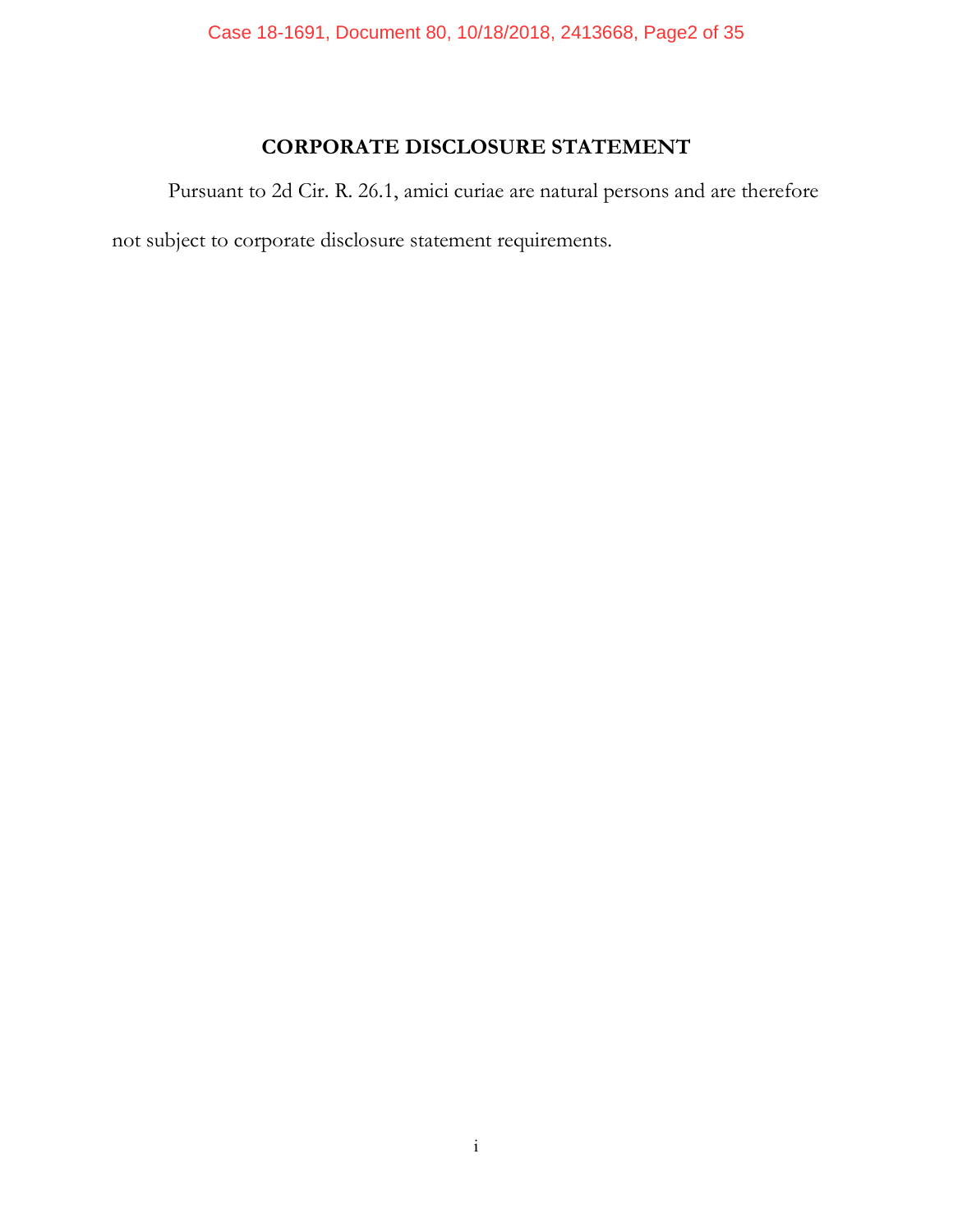## CORPORATE DISCLOSURE STATEMENT

Pursuant to 2d Cir. R. 26.1, amici curiae are natural persons and are therefore not subject to corporate disclosure statement requirements.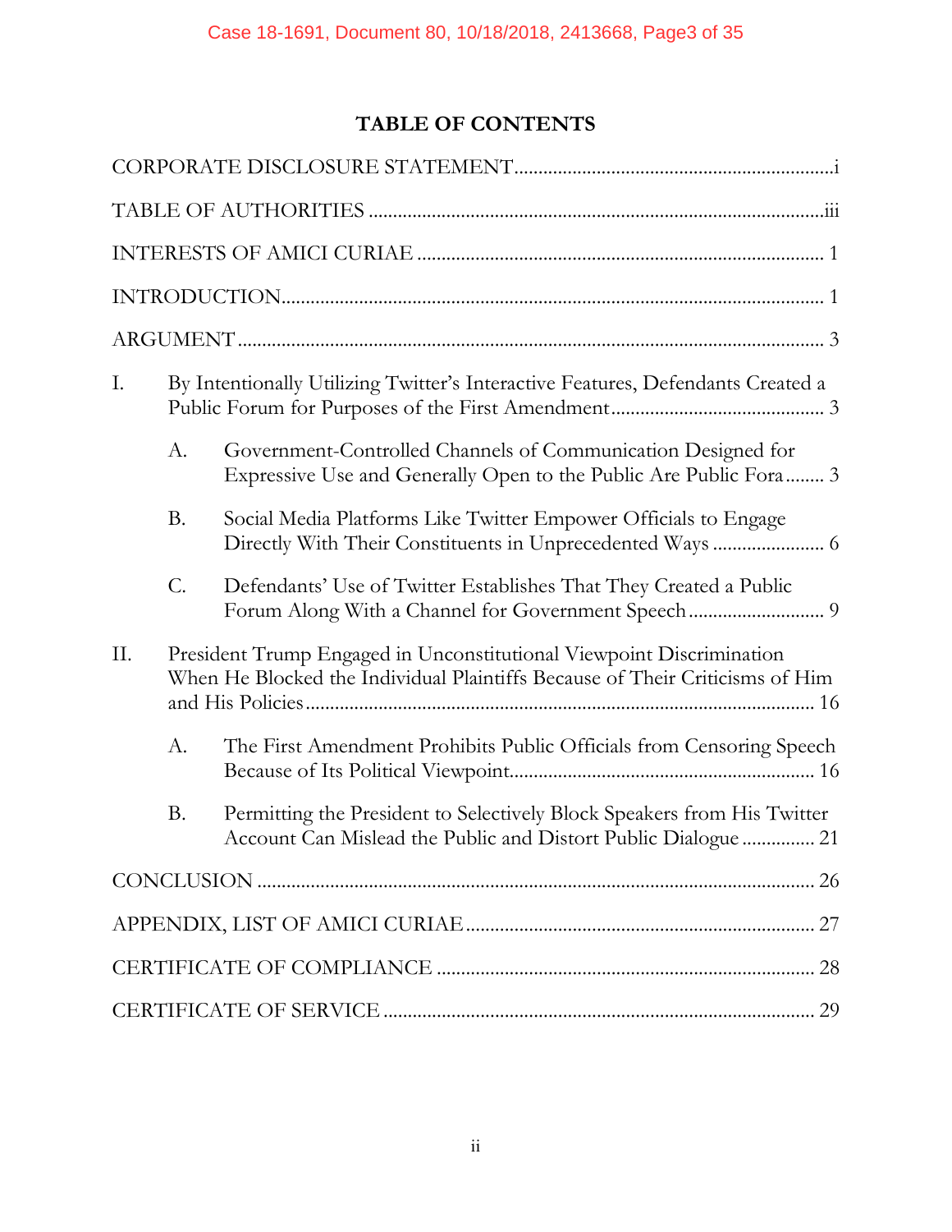# TABLE OF CONTENTS

CORPORATE DISCLOSURE STATEMENT ..... i

TABLE OF AUTHORITIES ..... iii

INTERESTS OF AMICI CURIAE ..... 1

INTRODUCTION ..... 1

ARGUMENT ..... 3

I. By Intentionally Utilizing Twitter's Interactive Features, Defendants Created a Public Forum for Purposes of the First Amendment ..... 3

  A. Government-Controlled Channels of Communication Designed for Expressive Use and Generally Open to the Public Are Public Fora ..... 3

  B. Social Media Platforms Like Twitter Empower Officials to Engage Directly With Their Constituents in Unprecedented Ways ..... 6

  C. Defendants' Use of Twitter Establishes That They Created a Public Forum Along With a Channel for Government Speech ..... 9

II. President Trump Engaged in Unconstitutional Viewpoint Discrimination When He Blocked the Individual Plaintiffs Because of Their Criticisms of Him and His Policies ..... 16

  A. The First Amendment Prohibits Public Officials from Censoring Speech Because of Its Political Viewpoint ..... 16

  B. Permitting the President to Selectively Block Speakers from His Twitter Account Can Mislead the Public and Distort Public Dialogue ..... 21

CONCLUSION ..... 26

APPENDIX, LIST OF AMICI CURIAE ..... 27

CERTIFICATE OF COMPLIANCE ..... 28

CERTIFICATE OF SERVICE ..... 29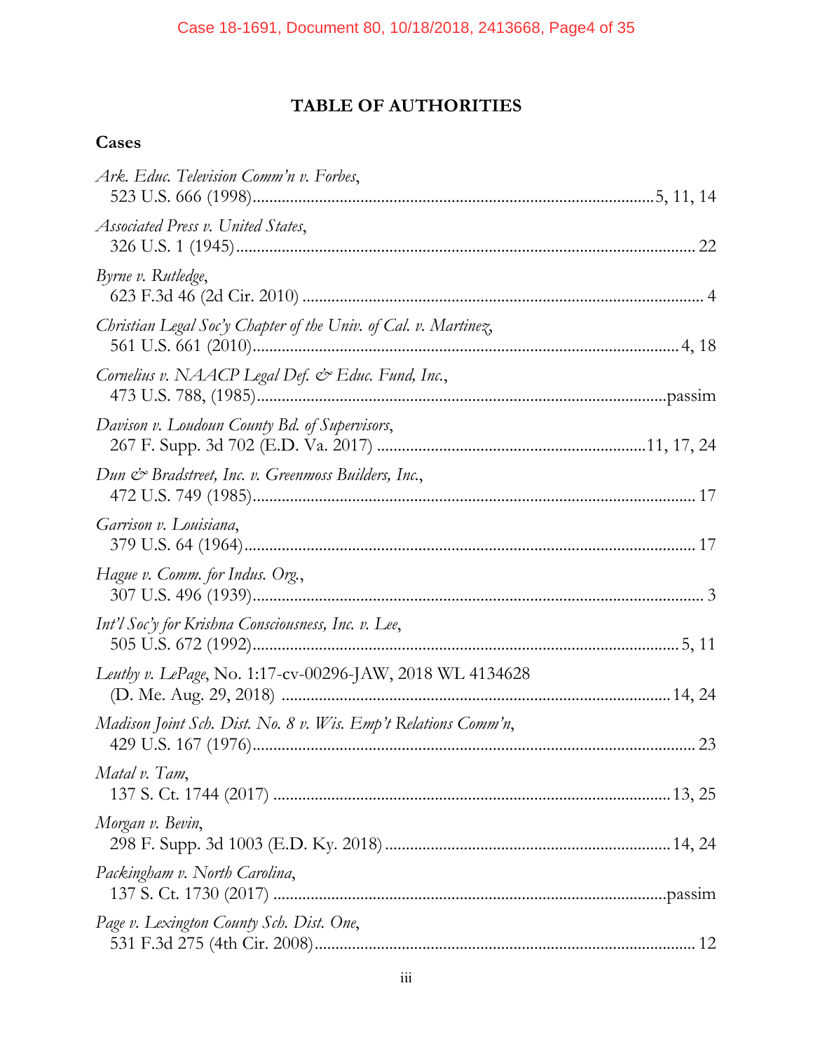# TABLE OF AUTHORITIES

## Cases

*Ark. Educ. Television Comm'n v. Forbes*,
523 U.S. 666 (1998)....................5, 11, 14

*Associated Press v. United States*,
326 U.S. 1 (1945).................... 22

*Byrne v. Rutledge*,
623 F.3d 46 (2d Cir. 2010) .................... 4

*Christian Legal Soc'y Chapter of the Univ. of Cal. v. Martinez*,
561 U.S. 661 (2010).................... 4, 18

*Cornelius v. NAACP Legal Def. & Educ. Fund, Inc.*,
473 U.S. 788, (1985)....................passim

*Davison v. Loudoun County Bd. of Supervisors*,
267 F. Supp. 3d 702 (E.D. Va. 2017) ....................11, 17, 24

*Dun & Bradstreet, Inc. v. Greenmoss Builders, Inc.*,
472 U.S. 749 (1985).................... 17

*Garrison v. Louisiana*,
379 U.S. 64 (1964).................... 17

*Hague v. Comm. for Indus. Org.*,
307 U.S. 496 (1939).................... 3

*Int'l Soc'y for Krishna Consciousness, Inc. v. Lee*,
505 U.S. 672 (1992).................... 5, 11

*Leuthy v. LePage*, No. 1:17-cv-00296-JAW, 2018 WL 4134628
(D. Me. Aug. 29, 2018) .................... 14, 24

*Madison Joint Sch. Dist. No. 8 v. Wis. Emp't Relations Comm'n*,
429 U.S. 167 (1976).................... 23

*Matal v. Tam*,
137 S. Ct. 1744 (2017) .................... 13, 25

*Morgan v. Bevin*,
298 F. Supp. 3d 1003 (E.D. Ky. 2018).................... 14, 24

*Packingham v. North Carolina*,
137 S. Ct. 1730 (2017) ....................passim

*Page v. Lexington County Sch. Dist. One*,
531 F.3d 275 (4th Cir. 2008).................... 12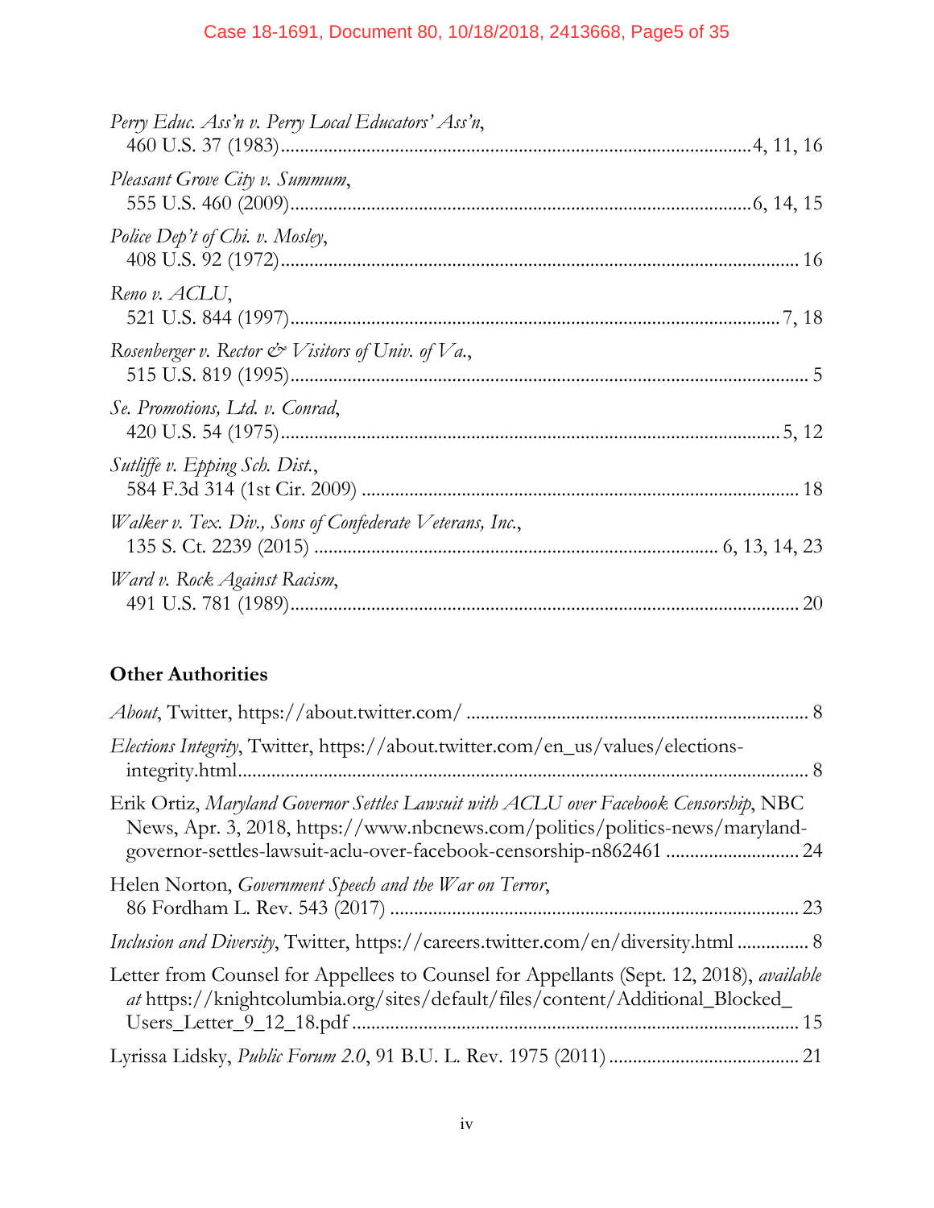*Perry Educ. Ass'n v. Perry Local Educators' Ass'n*,
460 U.S. 37 (1983)....................................................................................4, 11, 16

*Pleasant Grove City v. Summum*,
555 U.S. 460 (2009)....................................................................................6, 14, 15

*Police Dep't of Chi. v. Mosley*,
408 U.S. 92 (1972)............................................................................................. 16

*Reno v. ACLU*,
521 U.S. 844 (1997)........................................................................................7, 18

*Rosenberger v. Rector & Visitors of Univ. of Va.*,
515 U.S. 819 (1995)............................................................................................. 5

*Se. Promotions, Ltd. v. Conrad*,
420 U.S. 54 (1975)..........................................................................................5, 12

*Sutliffe v. Epping Sch. Dist.*,
584 F.3d 314 (1st Cir. 2009) ............................................................................ 18

*Walker v. Tex. Div., Sons of Confederate Veterans, Inc.*,
135 S. Ct. 2239 (2015) ...................................................................... 6, 13, 14, 23

*Ward v. Rock Against Racism*,
491 U.S. 781 (1989)........................................................................................... 20

**Other Authorities**

*About*, Twitter, https://about.twitter.com/ ........................................................................ 8

*Elections Integrity*, Twitter, https://about.twitter.com/en_us/values/elections-integrity.html........................................................................................................ 8

Erik Ortiz, *Maryland Governor Settles Lawsuit with ACLU over Facebook Censorship*, NBC News, Apr. 3, 2018, https://www.nbcnews.com/politics/politics-news/maryland-governor-settles-lawsuit-aclu-over-facebook-censorship-n862461 ........................... 24

Helen Norton, *Government Speech and the War on Terror*,
86 Fordham L. Rev. 543 (2017) ..................................................................... 23

*Inclusion and Diversity*, Twitter, https://careers.twitter.com/en/diversity.html ............... 8

Letter from Counsel for Appellees to Counsel for Appellants (Sept. 12, 2018), *available at* https://knightcolumbia.org/sites/default/files/content/Additional_Blocked_Users_Letter_9_12_18.pdf ............................................................................... 15

Lyrissa Lidsky, *Public Forum 2.0*, 91 B.U. L. Rev. 1975 (2011) ....................................... 21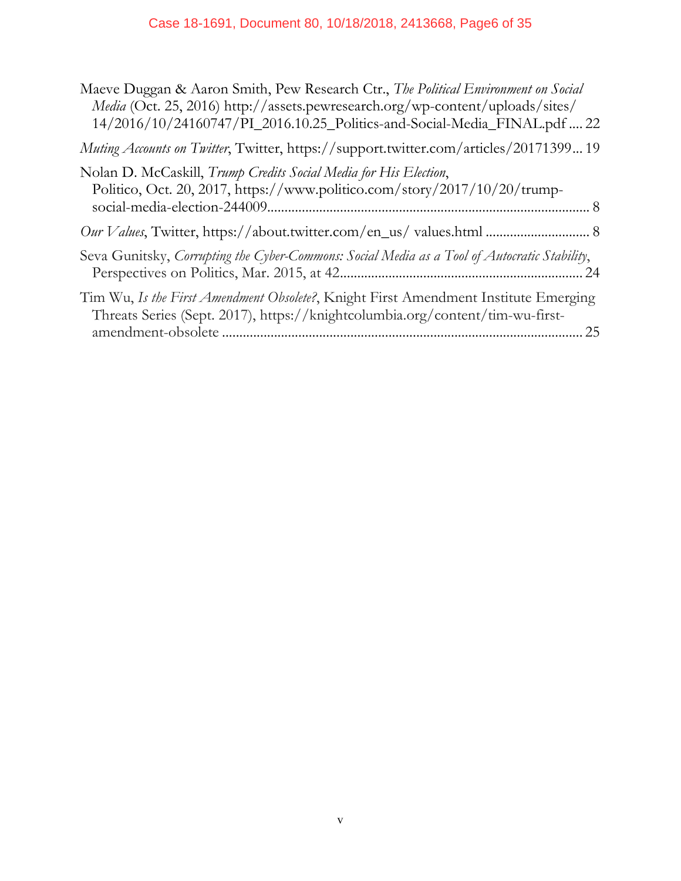Maeve Duggan & Aaron Smith, Pew Research Ctr., *The Political Environment on Social Media* (Oct. 25, 2016) http://assets.pewresearch.org/wp-content/uploads/sites/14/2016/10/24160747/PI_2016.10.25_Politics-and-Social-Media_FINAL.pdf .... 22

*Muting Accounts on Twitter*, Twitter, https://support.twitter.com/articles/20171399... 19

Nolan D. McCaskill, *Trump Credits Social Media for His Election*, Politico, Oct. 20, 2017, https://www.politico.com/story/2017/10/20/trump-social-media-election-244009........................................................................................... 8

*Our Values*, Twitter, https://about.twitter.com/en_us/ values.html .............................. 8

Seva Gunitsky, *Corrupting the Cyber-Commons: Social Media as a Tool of Autocratic Stability*, Perspectives on Politics, Mar. 2015, at 42..................................................................... 24

Tim Wu, *Is the First Amendment Obsolete?*, Knight First Amendment Institute Emerging Threats Series (Sept. 2017), https://knightcolumbia.org/content/tim-wu-first-amendment-obsolete ....................................................................................................... 25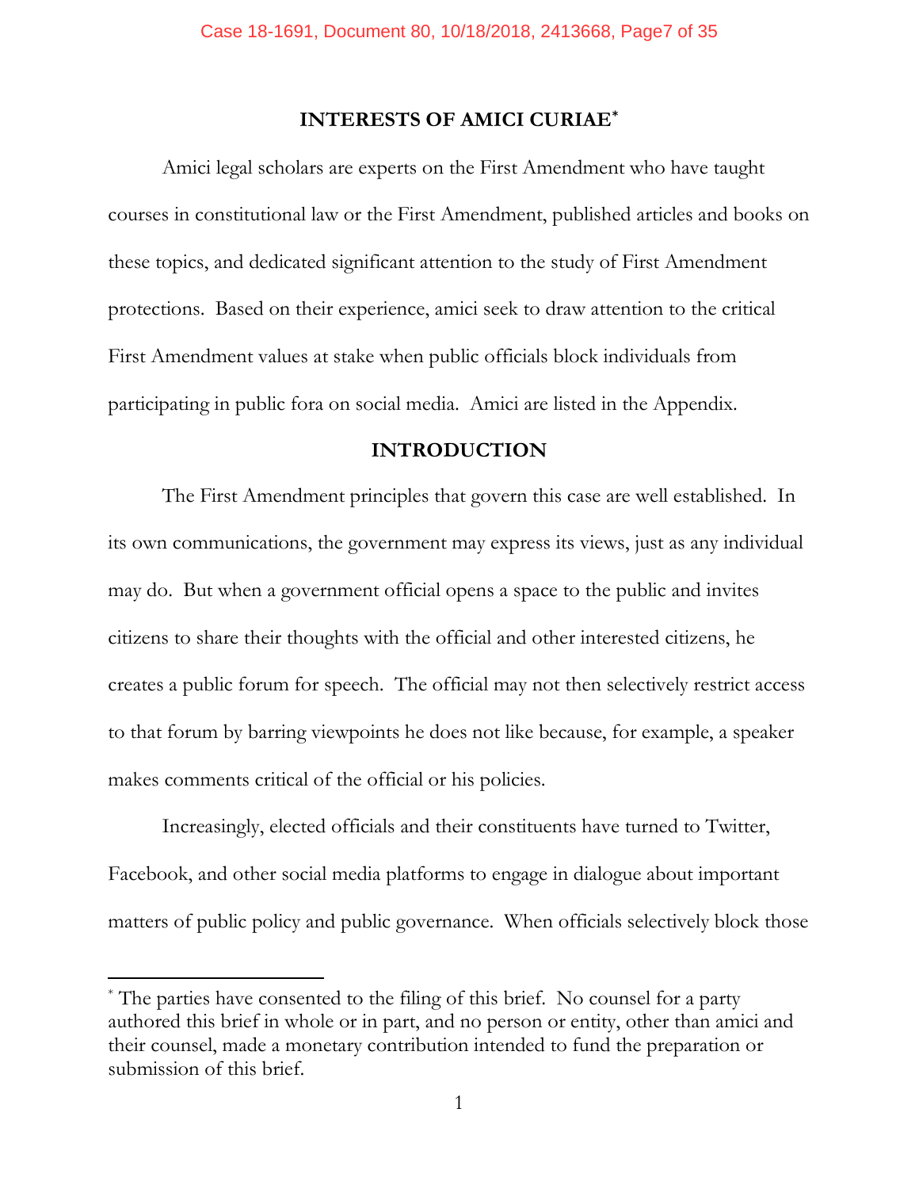## INTERESTS OF AMICI CURIAE*

Amici legal scholars are experts on the First Amendment who have taught courses in constitutional law or the First Amendment, published articles and books on these topics, and dedicated significant attention to the study of First Amendment protections. Based on their experience, amici seek to draw attention to the critical First Amendment values at stake when public officials block individuals from participating in public fora on social media. Amici are listed in the Appendix.

## INTRODUCTION

The First Amendment principles that govern this case are well established. In its own communications, the government may express its views, just as any individual may do. But when a government official opens a space to the public and invites citizens to share their thoughts with the official and other interested citizens, he creates a public forum for speech. The official may not then selectively restrict access to that forum by barring viewpoints he does not like because, for example, a speaker makes comments critical of the official or his policies.

Increasingly, elected officials and their constituents have turned to Twitter, Facebook, and other social media platforms to engage in dialogue about important matters of public policy and public governance. When officials selectively block those

---

* The parties have consented to the filing of this brief. No counsel for a party authored this brief in whole or in part, and no person or entity, other than amici and their counsel, made a monetary contribution intended to fund the preparation or submission of this brief.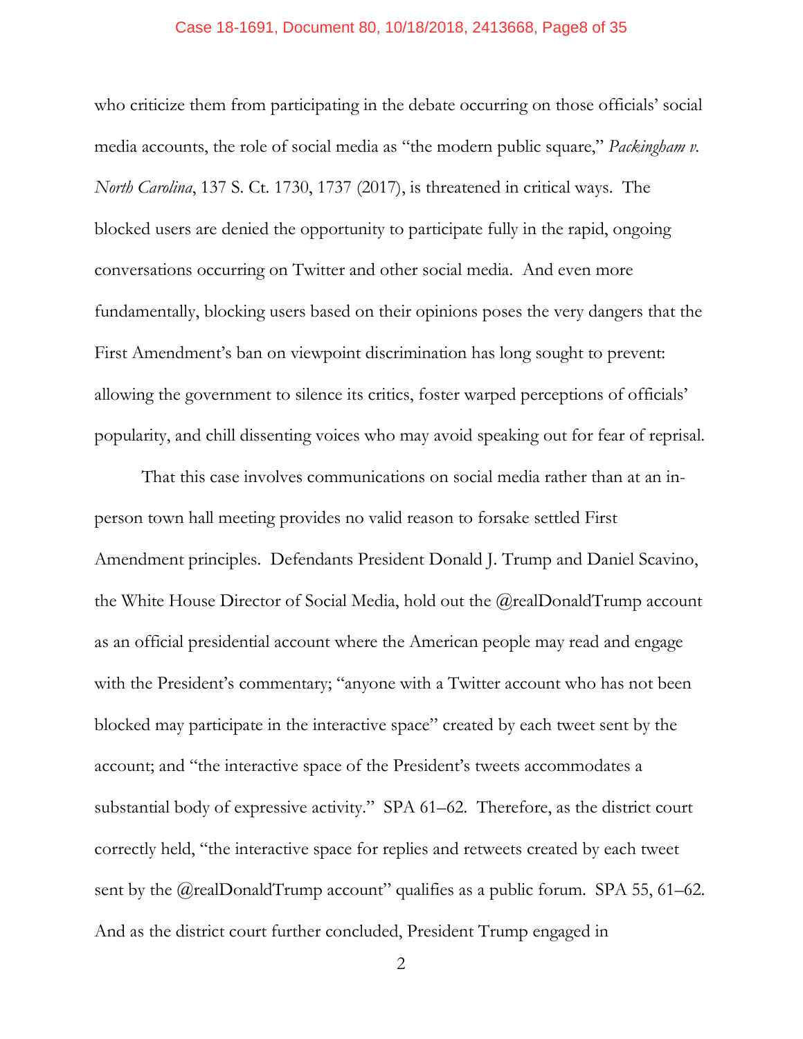who criticize them from participating in the debate occurring on those officials' social media accounts, the role of social media as "the modern public square," *Packingham v. North Carolina*, 137 S. Ct. 1730, 1737 (2017), is threatened in critical ways. The blocked users are denied the opportunity to participate fully in the rapid, ongoing conversations occurring on Twitter and other social media. And even more fundamentally, blocking users based on their opinions poses the very dangers that the First Amendment's ban on viewpoint discrimination has long sought to prevent: allowing the government to silence its critics, foster warped perceptions of officials' popularity, and chill dissenting voices who may avoid speaking out for fear of reprisal.

That this case involves communications on social media rather than at an in-person town hall meeting provides no valid reason to forsake settled First Amendment principles. Defendants President Donald J. Trump and Daniel Scavino, the White House Director of Social Media, hold out the @realDonaldTrump account as an official presidential account where the American people may read and engage with the President's commentary; "anyone with a Twitter account who has not been blocked may participate in the interactive space" created by each tweet sent by the account; and "the interactive space of the President's tweets accommodates a substantial body of expressive activity." SPA 61–62. Therefore, as the district court correctly held, "the interactive space for replies and retweets created by each tweet sent by the @realDonaldTrump account" qualifies as a public forum. SPA 55, 61–62. And as the district court further concluded, President Trump engaged in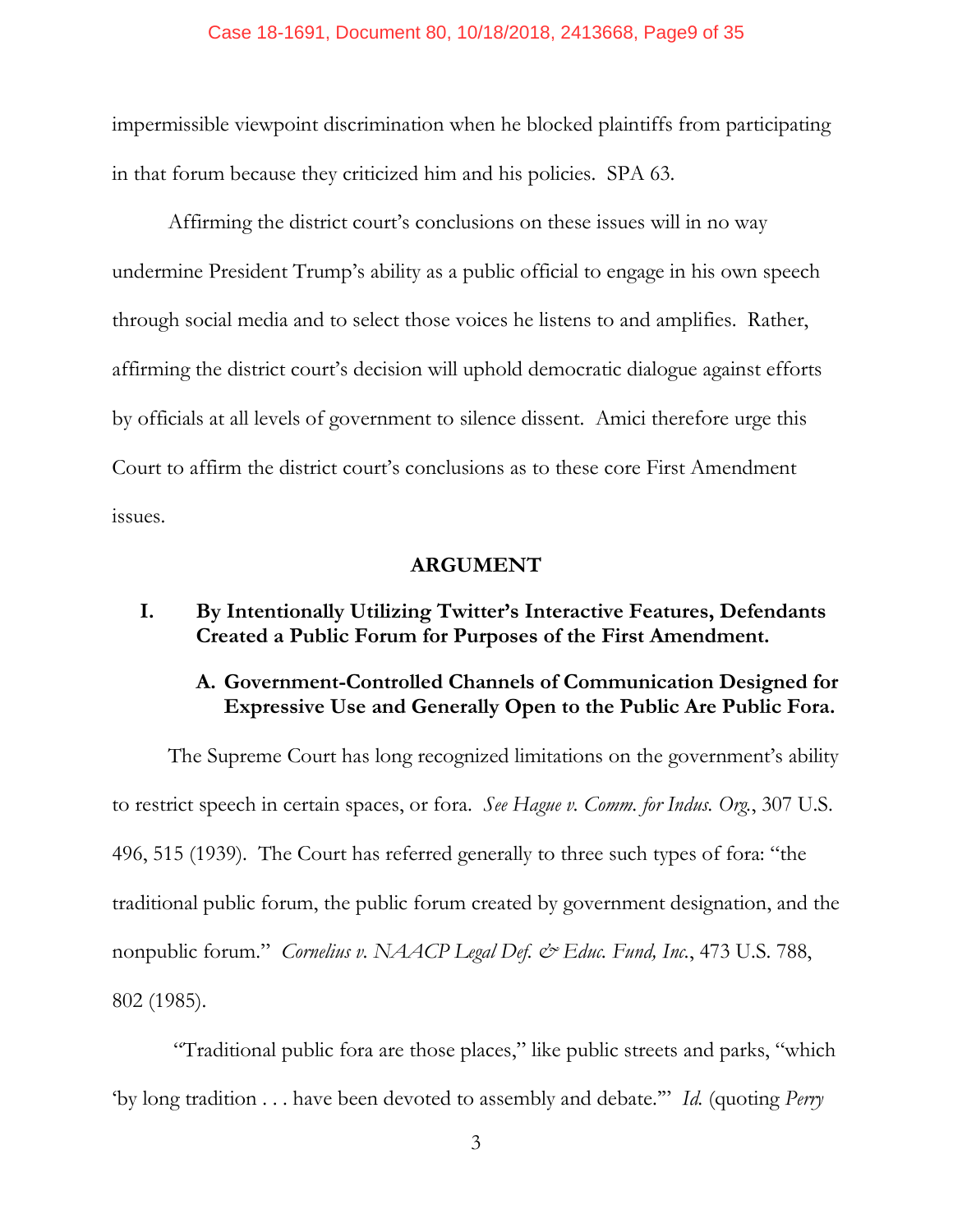impermissible viewpoint discrimination when he blocked plaintiffs from participating in that forum because they criticized him and his policies. SPA 63.

Affirming the district court's conclusions on these issues will in no way undermine President Trump's ability as a public official to engage in his own speech through social media and to select those voices he listens to and amplifies. Rather, affirming the district court's decision will uphold democratic dialogue against efforts by officials at all levels of government to silence dissent. Amici therefore urge this Court to affirm the district court's conclusions as to these core First Amendment issues.

## ARGUMENT

### I. By Intentionally Utilizing Twitter's Interactive Features, Defendants Created a Public Forum for Purposes of the First Amendment.

#### A. Government-Controlled Channels of Communication Designed for Expressive Use and Generally Open to the Public Are Public Fora.

The Supreme Court has long recognized limitations on the government's ability to restrict speech in certain spaces, or fora. *See Hague v. Comm. for Indus. Org.*, 307 U.S. 496, 515 (1939). The Court has referred generally to three such types of fora: "the traditional public forum, the public forum created by government designation, and the nonpublic forum." *Cornelius v. NAACP Legal Def. & Educ. Fund, Inc.*, 473 U.S. 788, 802 (1985).

"Traditional public fora are those places," like public streets and parks, "which 'by long tradition . . . have been devoted to assembly and debate.'" *Id.* (quoting *Perry*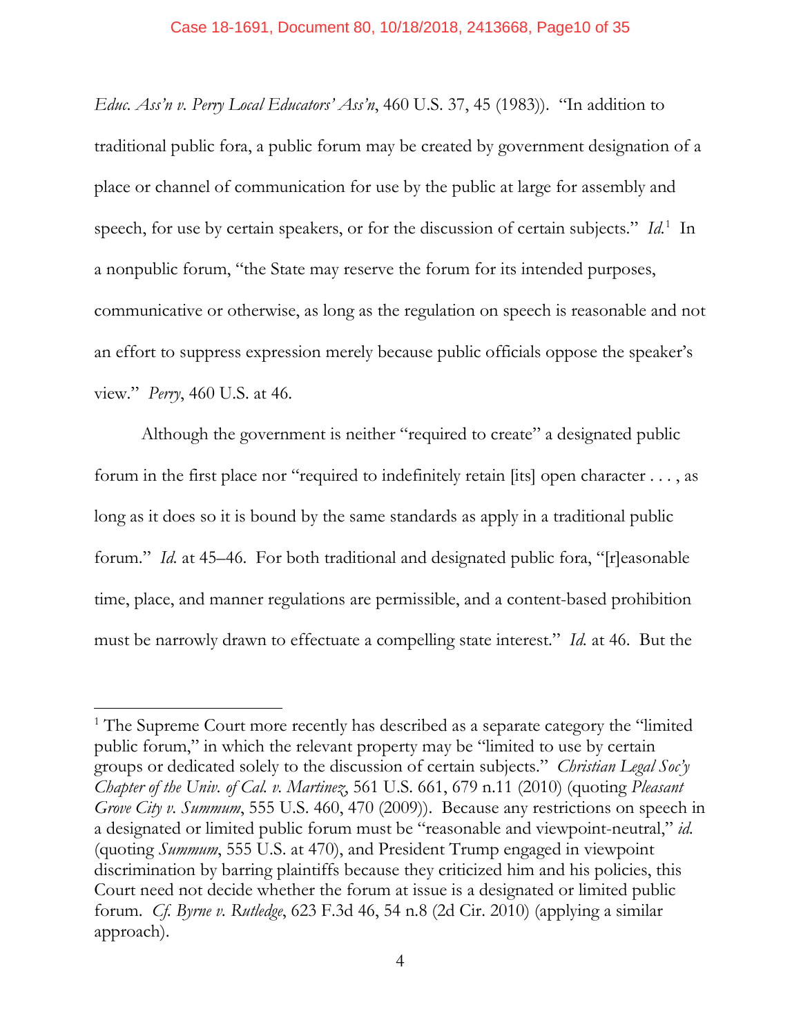*Educ. Ass'n v. Perry Local Educators' Ass'n*, 460 U.S. 37, 45 (1983)). "In addition to traditional public fora, a public forum may be created by government designation of a place or channel of communication for use by the public at large for assembly and speech, for use by certain speakers, or for the discussion of certain subjects." *Id.*[1] In a nonpublic forum, "the State may reserve the forum for its intended purposes, communicative or otherwise, as long as the regulation on speech is reasonable and not an effort to suppress expression merely because public officials oppose the speaker's view." *Perry*, 460 U.S. at 46.

Although the government is neither "required to create" a designated public forum in the first place nor "required to indefinitely retain [its] open character . . . , as long as it does so it is bound by the same standards as apply in a traditional public forum." *Id.* at 45–46. For both traditional and designated public fora, "[r]easonable time, place, and manner regulations are permissible, and a content-based prohibition must be narrowly drawn to effectuate a compelling state interest." *Id.* at 46. But the

---

[1] The Supreme Court more recently has described as a separate category the "limited public forum," in which the relevant property may be "limited to use by certain groups or dedicated solely to the discussion of certain subjects." *Christian Legal Soc'y Chapter of the Univ. of Cal. v. Martinez*, 561 U.S. 661, 679 n.11 (2010) (quoting *Pleasant Grove City v. Summum*, 555 U.S. 460, 470 (2009)). Because any restrictions on speech in a designated or limited public forum must be "reasonable and viewpoint-neutral," *id.* (quoting *Summum*, 555 U.S. at 470), and President Trump engaged in viewpoint discrimination by barring plaintiffs because they criticized him and his policies, this Court need not decide whether the forum at issue is a designated or limited public forum. *Cf. Byrne v. Rutledge*, 623 F.3d 46, 54 n.8 (2d Cir. 2010) (applying a similar approach).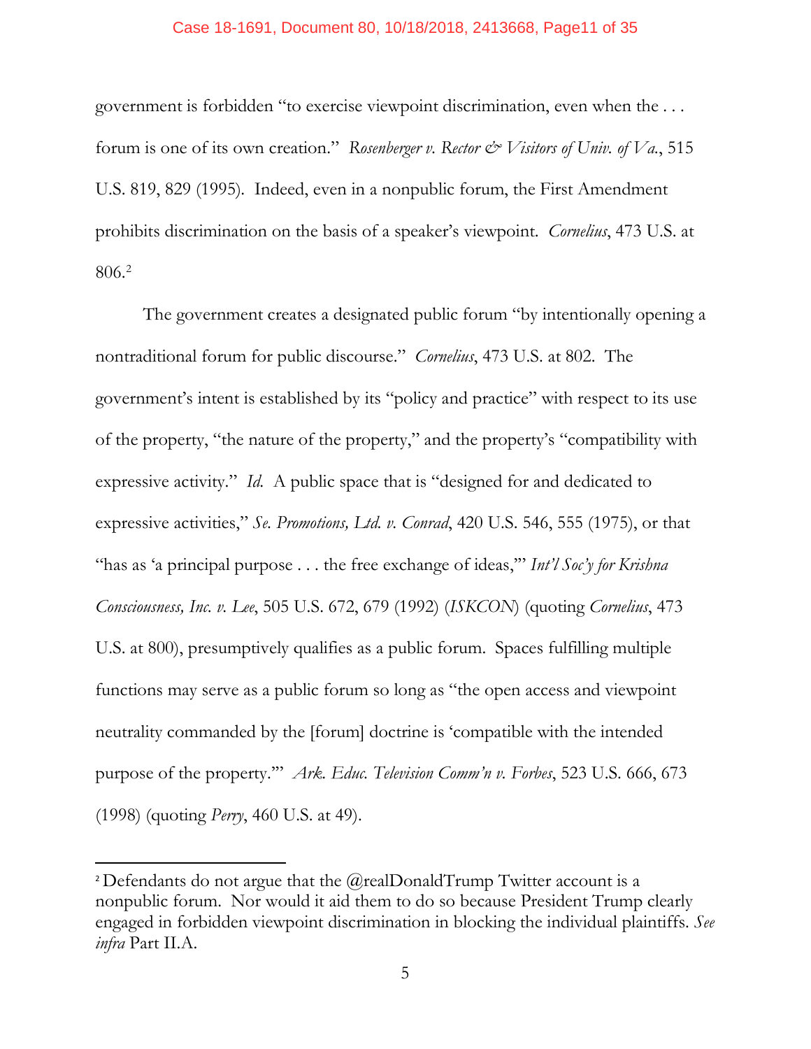government is forbidden "to exercise viewpoint discrimination, even when the . . . forum is one of its own creation." *Rosenberger v. Rector & Visitors of Univ. of Va.*, 515 U.S. 819, 829 (1995). Indeed, even in a nonpublic forum, the First Amendment prohibits discrimination on the basis of a speaker's viewpoint. *Cornelius*, 473 U.S. at 806.[2]

The government creates a designated public forum "by intentionally opening a nontraditional forum for public discourse." *Cornelius*, 473 U.S. at 802. The government's intent is established by its "policy and practice" with respect to its use of the property, "the nature of the property," and the property's "compatibility with expressive activity." *Id.* A public space that is "designed for and dedicated to expressive activities," *Se. Promotions, Ltd. v. Conrad*, 420 U.S. 546, 555 (1975), or that "has as 'a principal purpose . . . the free exchange of ideas,'" *Int'l Soc'y for Krishna Consciousness, Inc. v. Lee*, 505 U.S. 672, 679 (1992) (*ISKCON*) (quoting *Cornelius*, 473 U.S. at 800), presumptively qualifies as a public forum. Spaces fulfilling multiple functions may serve as a public forum so long as "the open access and viewpoint neutrality commanded by the [forum] doctrine is 'compatible with the intended purpose of the property.'" *Ark. Educ. Television Comm'n v. Forbes*, 523 U.S. 666, 673 (1998) (quoting *Perry*, 460 U.S. at 49).

---

[2] Defendants do not argue that the @realDonaldTrump Twitter account is a nonpublic forum. Nor would it aid them to do so because President Trump clearly engaged in forbidden viewpoint discrimination in blocking the individual plaintiffs. *See infra* Part II.A.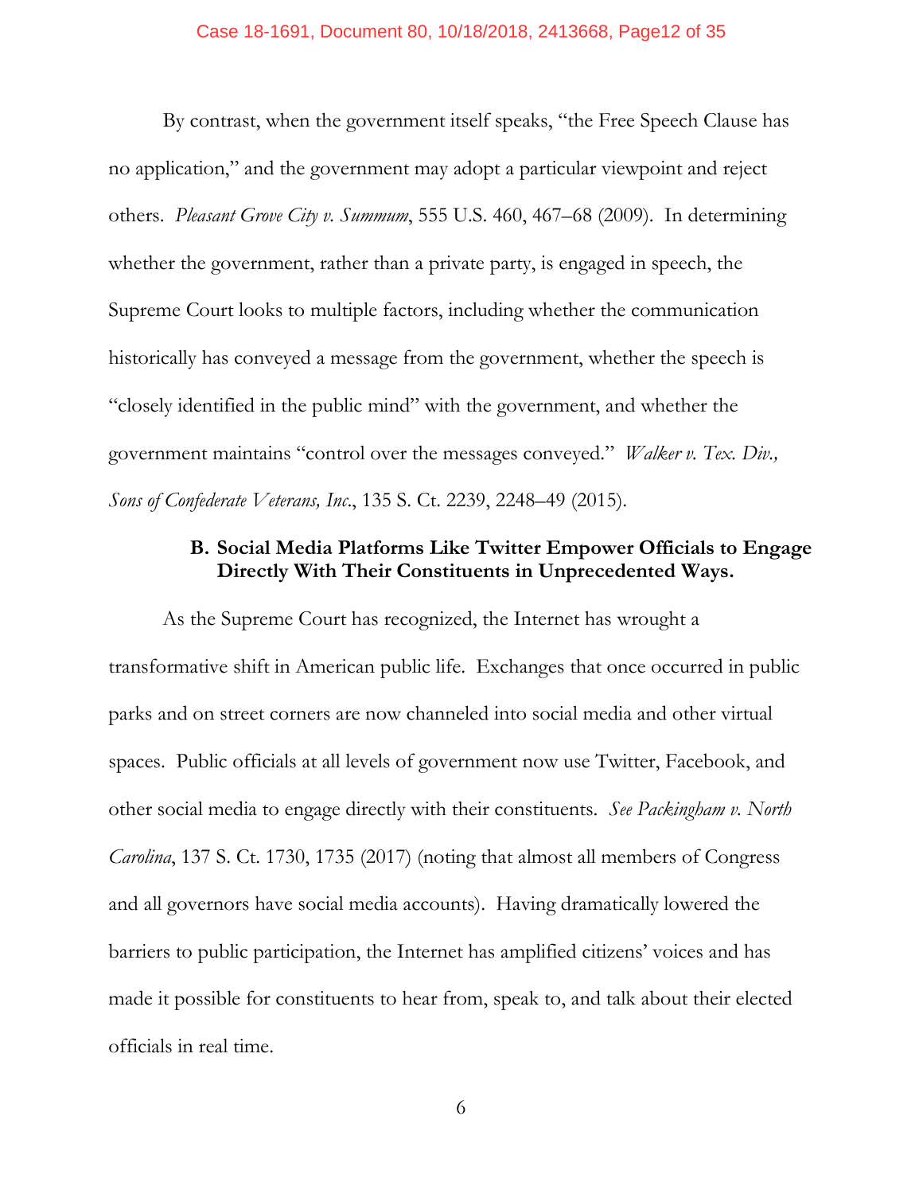By contrast, when the government itself speaks, "the Free Speech Clause has no application," and the government may adopt a particular viewpoint and reject others. *Pleasant Grove City v. Summum*, 555 U.S. 460, 467–68 (2009). In determining whether the government, rather than a private party, is engaged in speech, the Supreme Court looks to multiple factors, including whether the communication historically has conveyed a message from the government, whether the speech is "closely identified in the public mind" with the government, and whether the government maintains "control over the messages conveyed." *Walker v. Tex. Div., Sons of Confederate Veterans, Inc.*, 135 S. Ct. 2239, 2248–49 (2015).

### B. Social Media Platforms Like Twitter Empower Officials to Engage Directly With Their Constituents in Unprecedented Ways.

As the Supreme Court has recognized, the Internet has wrought a transformative shift in American public life. Exchanges that once occurred in public parks and on street corners are now channeled into social media and other virtual spaces. Public officials at all levels of government now use Twitter, Facebook, and other social media to engage directly with their constituents. *See Packingham v. North Carolina*, 137 S. Ct. 1730, 1735 (2017) (noting that almost all members of Congress and all governors have social media accounts). Having dramatically lowered the barriers to public participation, the Internet has amplified citizens' voices and has made it possible for constituents to hear from, speak to, and talk about their elected officials in real time.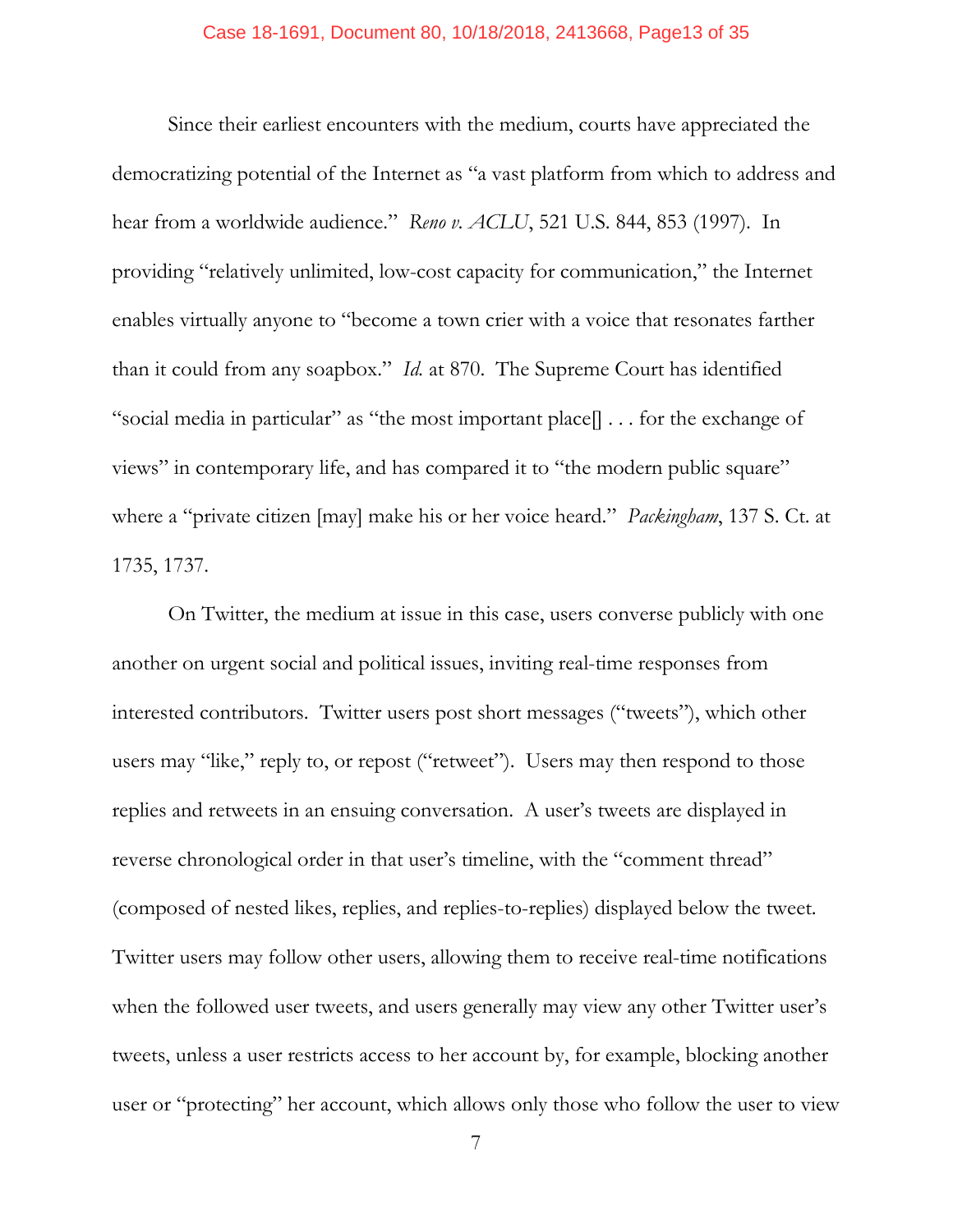Since their earliest encounters with the medium, courts have appreciated the democratizing potential of the Internet as "a vast platform from which to address and hear from a worldwide audience." *Reno v. ACLU*, 521 U.S. 844, 853 (1997). In providing "relatively unlimited, low-cost capacity for communication," the Internet enables virtually anyone to "become a town crier with a voice that resonates farther than it could from any soapbox." *Id.* at 870. The Supreme Court has identified "social media in particular" as "the most important place[] . . . for the exchange of views" in contemporary life, and has compared it to "the modern public square" where a "private citizen [may] make his or her voice heard." *Packingham*, 137 S. Ct. at 1735, 1737.

On Twitter, the medium at issue in this case, users converse publicly with one another on urgent social and political issues, inviting real-time responses from interested contributors. Twitter users post short messages ("tweets"), which other users may "like," reply to, or repost ("retweet"). Users may then respond to those replies and retweets in an ensuing conversation. A user's tweets are displayed in reverse chronological order in that user's timeline, with the "comment thread" (composed of nested likes, replies, and replies-to-replies) displayed below the tweet. Twitter users may follow other users, allowing them to receive real-time notifications when the followed user tweets, and users generally may view any other Twitter user's tweets, unless a user restricts access to her account by, for example, blocking another user or "protecting" her account, which allows only those who follow the user to view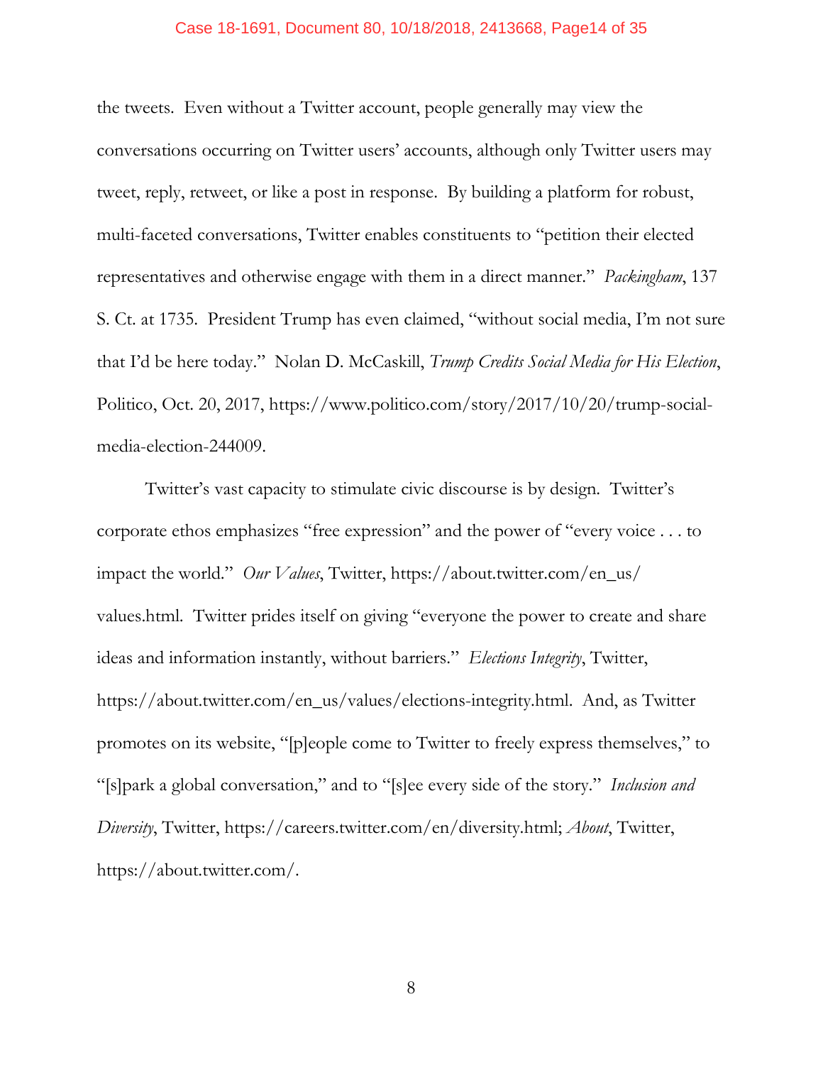the tweets. Even without a Twitter account, people generally may view the conversations occurring on Twitter users' accounts, although only Twitter users may tweet, reply, retweet, or like a post in response. By building a platform for robust, multi-faceted conversations, Twitter enables constituents to "petition their elected representatives and otherwise engage with them in a direct manner." *Packingham*, 137 S. Ct. at 1735. President Trump has even claimed, "without social media, I'm not sure that I'd be here today." Nolan D. McCaskill, *Trump Credits Social Media for His Election*, Politico, Oct. 20, 2017, https://www.politico.com/story/2017/10/20/trump-social-media-election-244009.

Twitter's vast capacity to stimulate civic discourse is by design. Twitter's corporate ethos emphasizes "free expression" and the power of "every voice . . . to impact the world." *Our Values*, Twitter, https://about.twitter.com/en_us/values.html. Twitter prides itself on giving "everyone the power to create and share ideas and information instantly, without barriers." *Elections Integrity*, Twitter, https://about.twitter.com/en_us/values/elections-integrity.html. And, as Twitter promotes on its website, "[p]eople come to Twitter to freely express themselves," to "[s]park a global conversation," and to "[s]ee every side of the story." *Inclusion and Diversity*, Twitter, https://careers.twitter.com/en/diversity.html; *About*, Twitter, https://about.twitter.com/.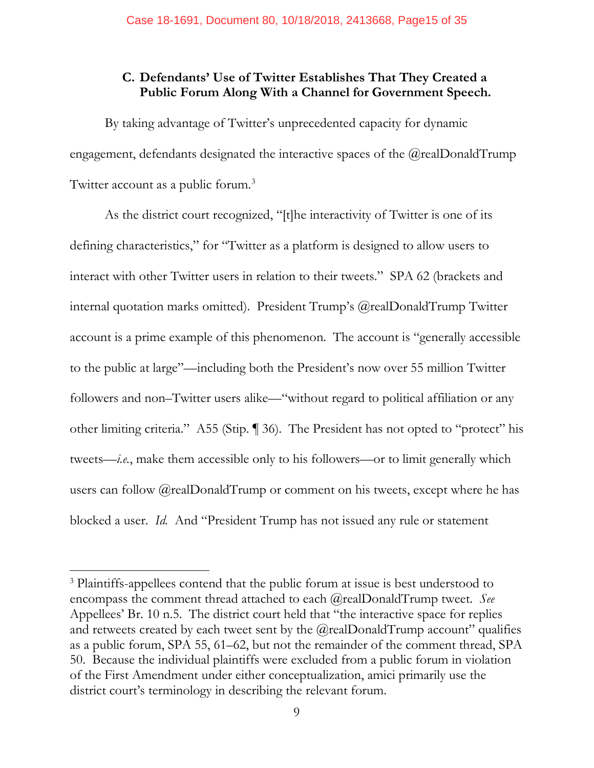### C. Defendants' Use of Twitter Establishes That They Created a Public Forum Along With a Channel for Government Speech.

By taking advantage of Twitter's unprecedented capacity for dynamic engagement, defendants designated the interactive spaces of the @realDonaldTrump Twitter account as a public forum.[3]

As the district court recognized, "[t]he interactivity of Twitter is one of its defining characteristics," for "Twitter as a platform is designed to allow users to interact with other Twitter users in relation to their tweets." SPA 62 (brackets and internal quotation marks omitted). President Trump's @realDonaldTrump Twitter account is a prime example of this phenomenon. The account is "generally accessible to the public at large"—including both the President's now over 55 million Twitter followers and non–Twitter users alike—"without regard to political affiliation or any other limiting criteria." A55 (Stip. ¶ 36). The President has not opted to "protect" his tweets—*i.e.*, make them accessible only to his followers—or to limit generally which users can follow @realDonaldTrump or comment on his tweets, except where he has blocked a user. *Id.* And "President Trump has not issued any rule or statement

---

[3] Plaintiffs-appellees contend that the public forum at issue is best understood to encompass the comment thread attached to each @realDonaldTrump tweet. *See* Appellees' Br. 10 n.5. The district court held that "the interactive space for replies and retweets created by each tweet sent by the @realDonaldTrump account" qualifies as a public forum, SPA 55, 61–62, but not the remainder of the comment thread, SPA 50. Because the individual plaintiffs were excluded from a public forum in violation of the First Amendment under either conceptualization, amici primarily use the district court's terminology in describing the relevant forum.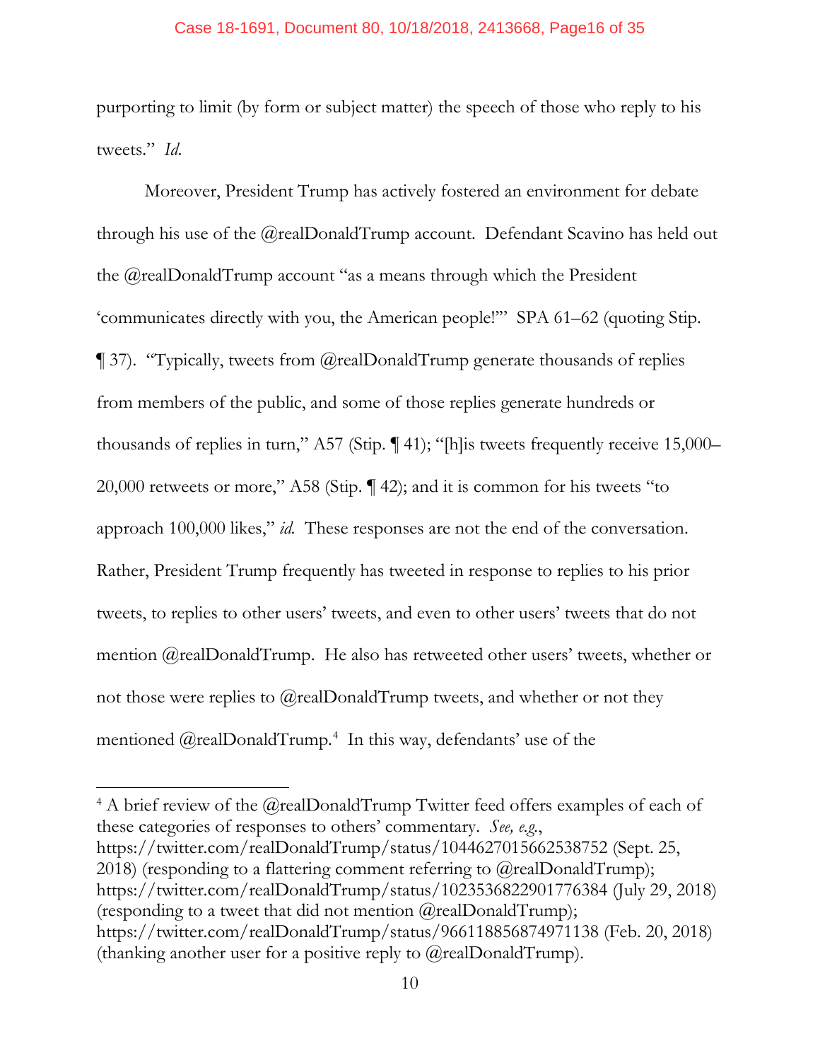purporting to limit (by form or subject matter) the speech of those who reply to his tweets." *Id.*

Moreover, President Trump has actively fostered an environment for debate through his use of the @realDonaldTrump account. Defendant Scavino has held out the @realDonaldTrump account "as a means through which the President 'communicates directly with you, the American people!'" SPA 61–62 (quoting Stip. ¶ 37). "Typically, tweets from @realDonaldTrump generate thousands of replies from members of the public, and some of those replies generate hundreds or thousands of replies in turn," A57 (Stip. ¶ 41); "[h]is tweets frequently receive 15,000–20,000 retweets or more," A58 (Stip. ¶ 42); and it is common for his tweets "to approach 100,000 likes," *id.* These responses are not the end of the conversation. Rather, President Trump frequently has tweeted in response to replies to his prior tweets, to replies to other users' tweets, and even to other users' tweets that do not mention @realDonaldTrump. He also has retweeted other users' tweets, whether or not those were replies to @realDonaldTrump tweets, and whether or not they mentioned @realDonaldTrump.[4] In this way, defendants' use of the

---

[4] A brief review of the @realDonaldTrump Twitter feed offers examples of each of these categories of responses to others' commentary. *See, e.g.*, https://twitter.com/realDonaldTrump/status/1044627015662538752 (Sept. 25, 2018) (responding to a flattering comment referring to @realDonaldTrump); https://twitter.com/realDonaldTrump/status/1023536822901776384 (July 29, 2018) (responding to a tweet that did not mention @realDonaldTrump); https://twitter.com/realDonaldTrump/status/966118856874971138 (Feb. 20, 2018) (thanking another user for a positive reply to @realDonaldTrump).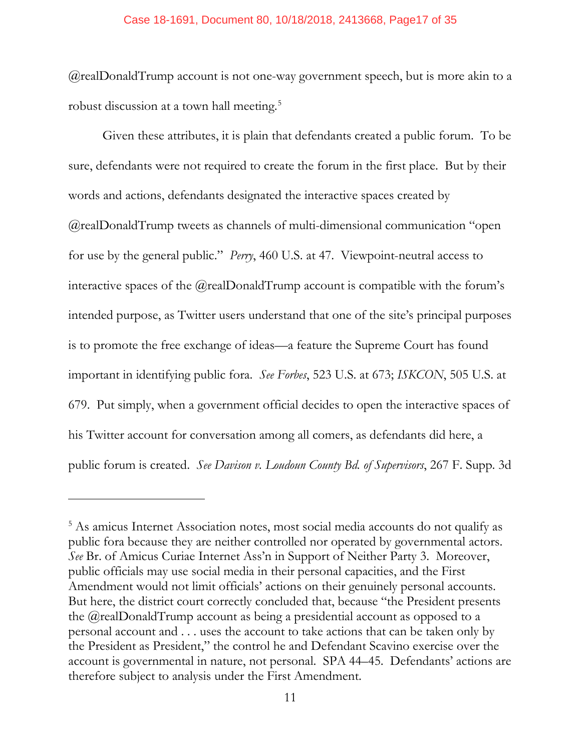@realDonaldTrump account is not one-way government speech, but is more akin to a robust discussion at a town hall meeting.[5]

Given these attributes, it is plain that defendants created a public forum. To be sure, defendants were not required to create the forum in the first place. But by their words and actions, defendants designated the interactive spaces created by @realDonaldTrump tweets as channels of multi-dimensional communication "open for use by the general public." *Perry*, 460 U.S. at 47. Viewpoint-neutral access to interactive spaces of the @realDonaldTrump account is compatible with the forum's intended purpose, as Twitter users understand that one of the site's principal purposes is to promote the free exchange of ideas—a feature the Supreme Court has found important in identifying public fora. *See Forbes*, 523 U.S. at 673; *ISKCON*, 505 U.S. at 679. Put simply, when a government official decides to open the interactive spaces of his Twitter account for conversation among all comers, as defendants did here, a public forum is created. *See Davison v. Loudoun County Bd. of Supervisors*, 267 F. Supp. 3d

---

[5] As amicus Internet Association notes, most social media accounts do not qualify as public fora because they are neither controlled nor operated by governmental actors. *See* Br. of Amicus Curiae Internet Ass'n in Support of Neither Party 3. Moreover, public officials may use social media in their personal capacities, and the First Amendment would not limit officials' actions on their genuinely personal accounts. But here, the district court correctly concluded that, because "the President presents the @realDonaldTrump account as being a presidential account as opposed to a personal account and . . . uses the account to take actions that can be taken only by the President as President," the control he and Defendant Scavino exercise over the account is governmental in nature, not personal. SPA 44–45. Defendants' actions are therefore subject to analysis under the First Amendment.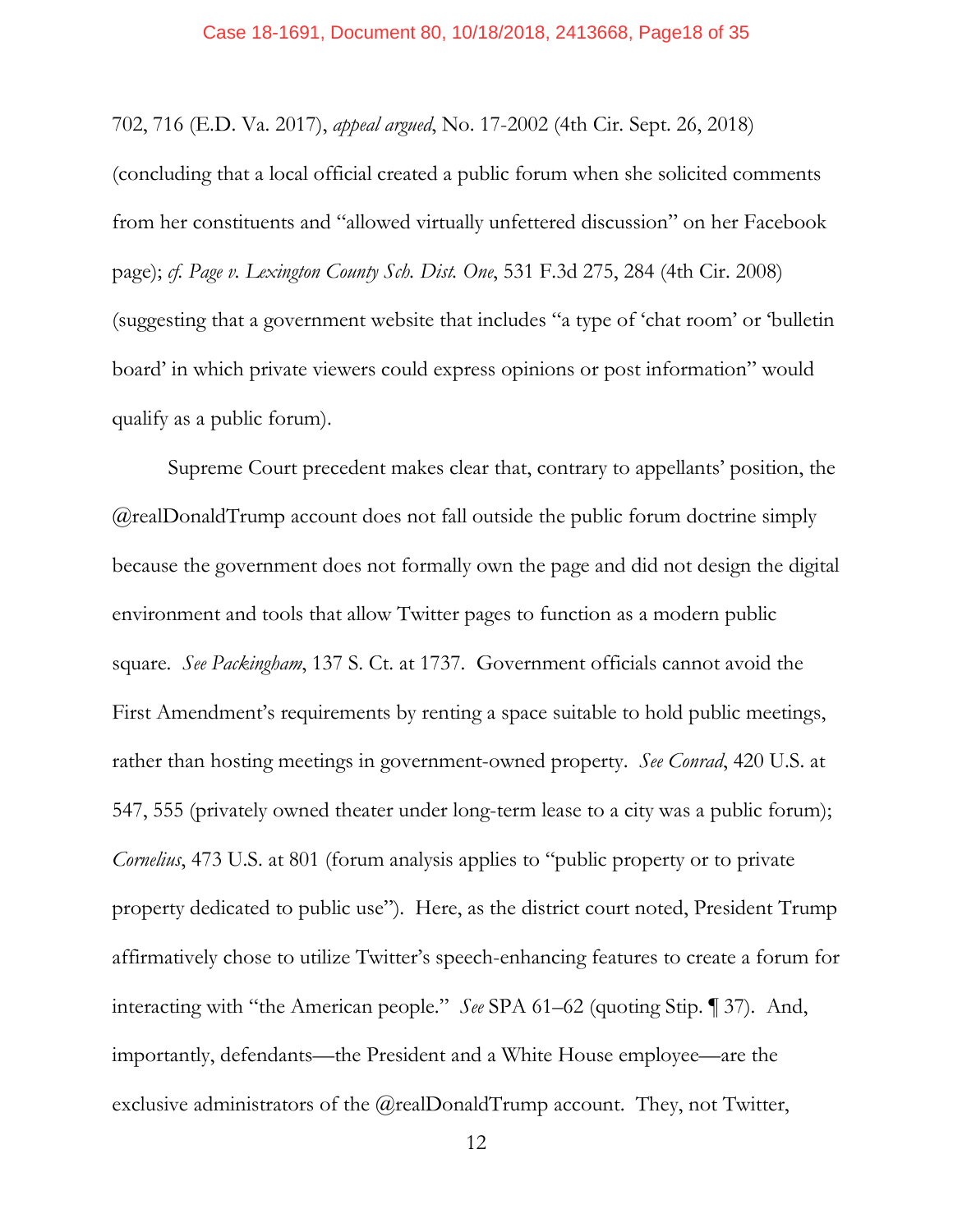702, 716 (E.D. Va. 2017), *appeal argued*, No. 17-2002 (4th Cir. Sept. 26, 2018) (concluding that a local official created a public forum when she solicited comments from her constituents and "allowed virtually unfettered discussion" on her Facebook page); *cf. Page v. Lexington County Sch. Dist. One*, 531 F.3d 275, 284 (4th Cir. 2008) (suggesting that a government website that includes "a type of 'chat room' or 'bulletin board' in which private viewers could express opinions or post information" would qualify as a public forum).

Supreme Court precedent makes clear that, contrary to appellants' position, the @realDonaldTrump account does not fall outside the public forum doctrine simply because the government does not formally own the page and did not design the digital environment and tools that allow Twitter pages to function as a modern public square. *See Packingham*, 137 S. Ct. at 1737. Government officials cannot avoid the First Amendment's requirements by renting a space suitable to hold public meetings, rather than hosting meetings in government-owned property. *See Conrad*, 420 U.S. at 547, 555 (privately owned theater under long-term lease to a city was a public forum); *Cornelius*, 473 U.S. at 801 (forum analysis applies to "public property or to private property dedicated to public use"). Here, as the district court noted, President Trump affirmatively chose to utilize Twitter's speech-enhancing features to create a forum for interacting with "the American people." *See* SPA 61–62 (quoting Stip. ¶ 37). And, importantly, defendants—the President and a White House employee—are the exclusive administrators of the @realDonaldTrump account. They, not Twitter,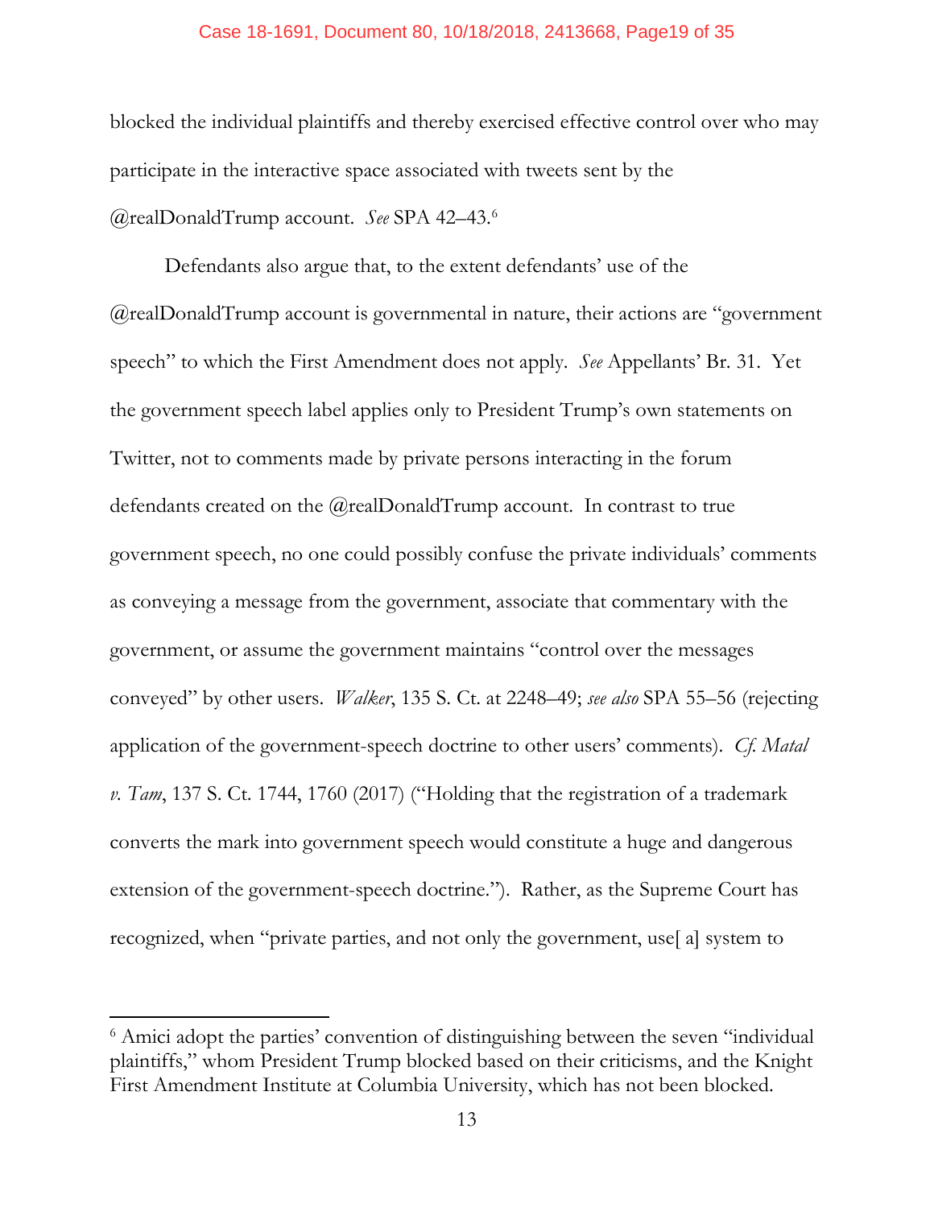blocked the individual plaintiffs and thereby exercised effective control over who may participate in the interactive space associated with tweets sent by the @realDonaldTrump account. *See* SPA 42–43.[6]

Defendants also argue that, to the extent defendants' use of the @realDonaldTrump account is governmental in nature, their actions are "government speech" to which the First Amendment does not apply. *See* Appellants' Br. 31. Yet the government speech label applies only to President Trump's own statements on Twitter, not to comments made by private persons interacting in the forum defendants created on the @realDonaldTrump account. In contrast to true government speech, no one could possibly confuse the private individuals' comments as conveying a message from the government, associate that commentary with the government, or assume the government maintains "control over the messages conveyed" by other users. *Walker*, 135 S. Ct. at 2248–49; *see also* SPA 55–56 (rejecting application of the government-speech doctrine to other users' comments). *Cf. Matal v. Tam*, 137 S. Ct. 1744, 1760 (2017) ("Holding that the registration of a trademark converts the mark into government speech would constitute a huge and dangerous extension of the government-speech doctrine."). Rather, as the Supreme Court has recognized, when "private parties, and not only the government, use[ a] system to

---

[6] Amici adopt the parties' convention of distinguishing between the seven "individual plaintiffs," whom President Trump blocked based on their criticisms, and the Knight First Amendment Institute at Columbia University, which has not been blocked.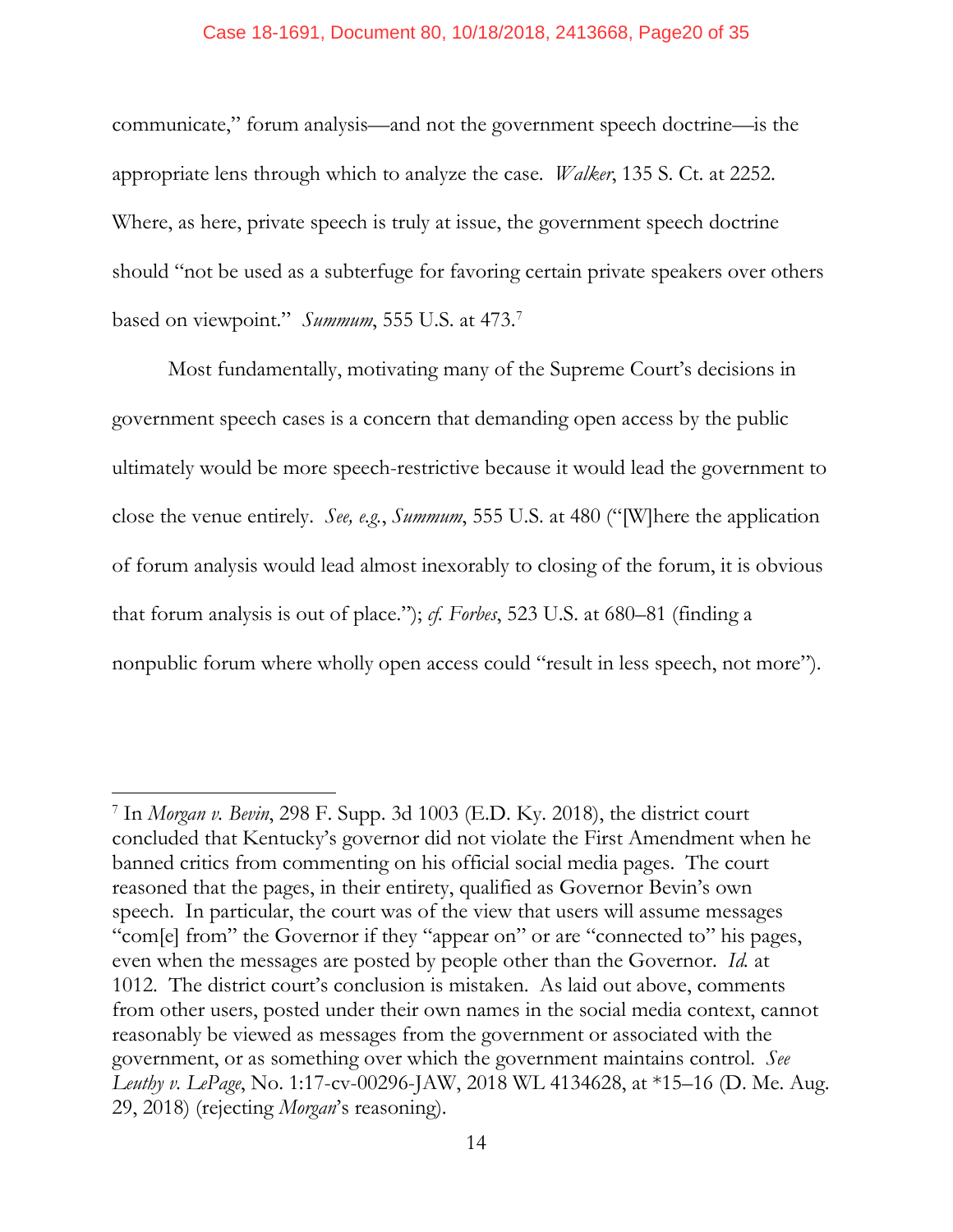communicate," forum analysis—and not the government speech doctrine—is the appropriate lens through which to analyze the case. *Walker*, 135 S. Ct. at 2252. Where, as here, private speech is truly at issue, the government speech doctrine should "not be used as a subterfuge for favoring certain private speakers over others based on viewpoint." *Summum*, 555 U.S. at 473.[7]

Most fundamentally, motivating many of the Supreme Court's decisions in government speech cases is a concern that demanding open access by the public ultimately would be more speech-restrictive because it would lead the government to close the venue entirely. *See, e.g.*, *Summum*, 555 U.S. at 480 ("[W]here the application of forum analysis would lead almost inexorably to closing of the forum, it is obvious that forum analysis is out of place."); *cf. Forbes*, 523 U.S. at 680–81 (finding a nonpublic forum where wholly open access could "result in less speech, not more").

---

[7] In *Morgan v. Bevin*, 298 F. Supp. 3d 1003 (E.D. Ky. 2018), the district court concluded that Kentucky's governor did not violate the First Amendment when he banned critics from commenting on his official social media pages. The court reasoned that the pages, in their entirety, qualified as Governor Bevin's own speech. In particular, the court was of the view that users will assume messages "com[e] from" the Governor if they "appear on" or are "connected to" his pages, even when the messages are posted by people other than the Governor. *Id.* at 1012. The district court's conclusion is mistaken. As laid out above, comments from other users, posted under their own names in the social media context, cannot reasonably be viewed as messages from the government or associated with the government, or as something over which the government maintains control. *See Leuthy v. LePage*, No. 1:17-cv-00296-JAW, 2018 WL 4134628, at *15–16 (D. Me. Aug. 29, 2018) (rejecting *Morgan*'s reasoning).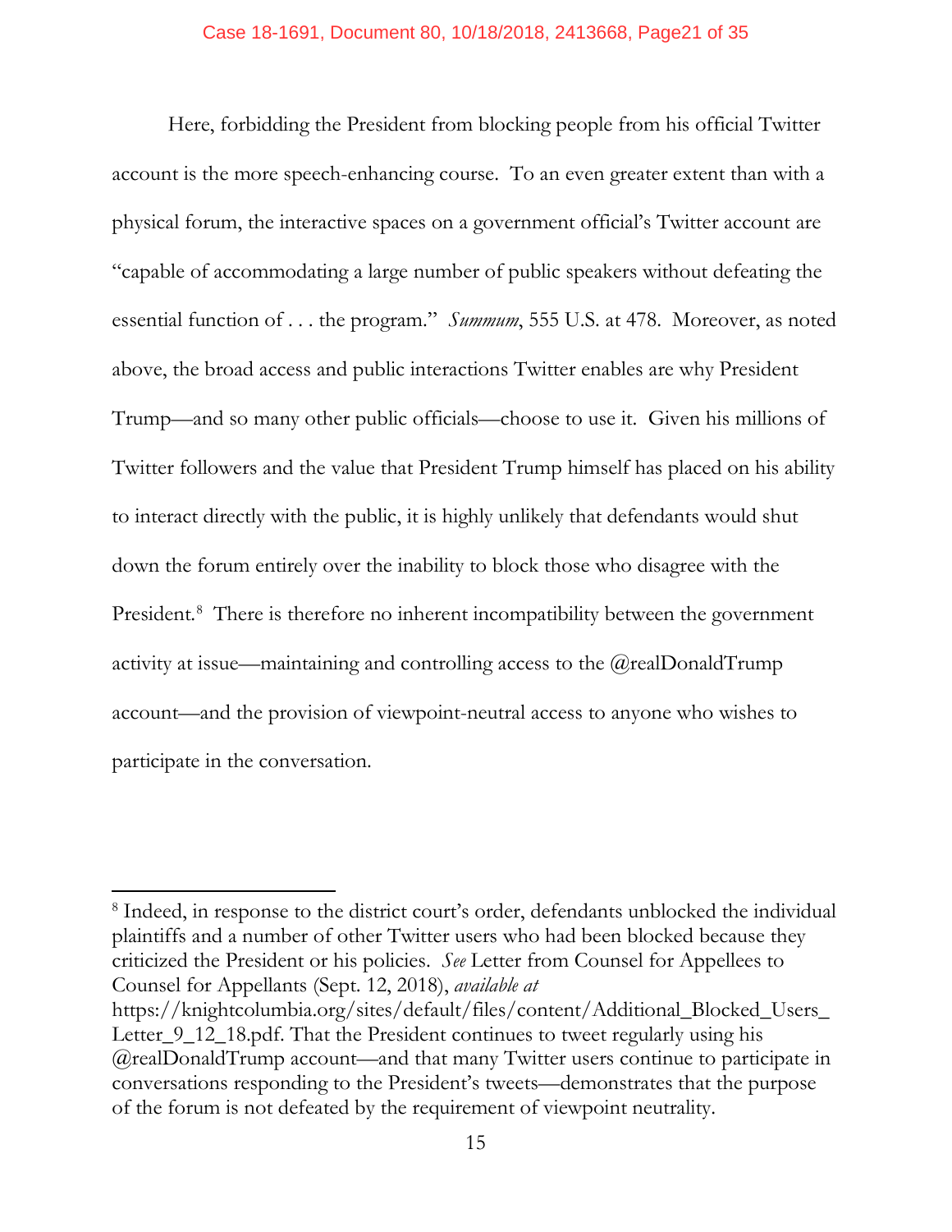Here, forbidding the President from blocking people from his official Twitter account is the more speech-enhancing course. To an even greater extent than with a physical forum, the interactive spaces on a government official's Twitter account are "capable of accommodating a large number of public speakers without defeating the essential function of . . . the program." *Summum*, 555 U.S. at 478. Moreover, as noted above, the broad access and public interactions Twitter enables are why President Trump—and so many other public officials—choose to use it. Given his millions of Twitter followers and the value that President Trump himself has placed on his ability to interact directly with the public, it is highly unlikely that defendants would shut down the forum entirely over the inability to block those who disagree with the President.[8] There is therefore no inherent incompatibility between the government activity at issue—maintaining and controlling access to the @realDonaldTrump account—and the provision of viewpoint-neutral access to anyone who wishes to participate in the conversation.

---

[8] Indeed, in response to the district court's order, defendants unblocked the individual plaintiffs and a number of other Twitter users who had been blocked because they criticized the President or his policies. *See* Letter from Counsel for Appellees to Counsel for Appellants (Sept. 12, 2018), *available at* https://knightcolumbia.org/sites/default/files/content/Additional_Blocked_Users_Letter_9_12_18.pdf. That the President continues to tweet regularly using his @realDonaldTrump account—and that many Twitter users continue to participate in conversations responding to the President's tweets—demonstrates that the purpose of the forum is not defeated by the requirement of viewpoint neutrality.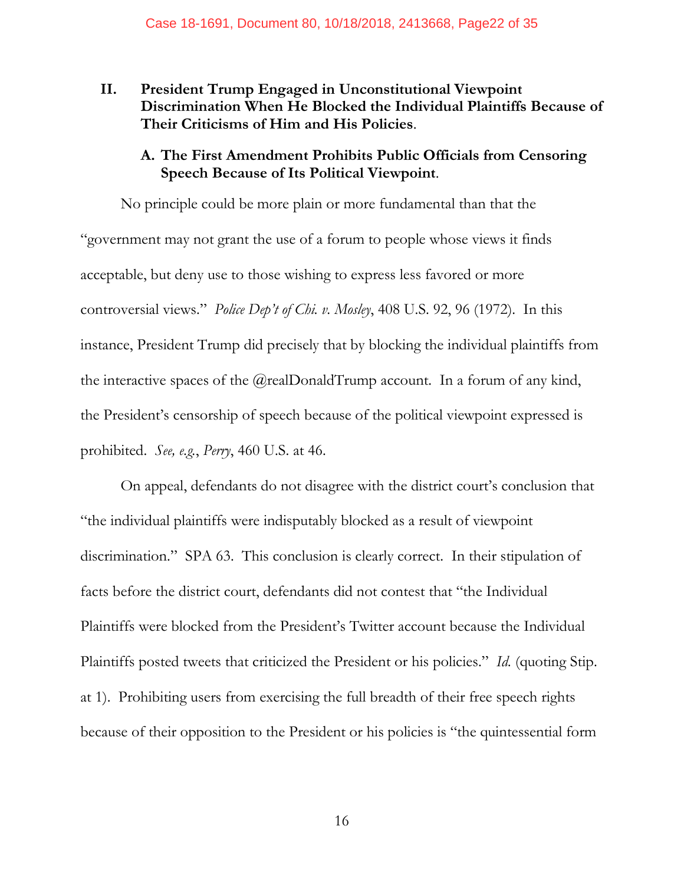## II. President Trump Engaged in Unconstitutional Viewpoint Discrimination When He Blocked the Individual Plaintiffs Because of Their Criticisms of Him and His Policies.

### A. The First Amendment Prohibits Public Officials from Censoring Speech Because of Its Political Viewpoint.

No principle could be more plain or more fundamental than that the "government may not grant the use of a forum to people whose views it finds acceptable, but deny use to those wishing to express less favored or more controversial views." *Police Dep't of Chi. v. Mosley*, 408 U.S. 92, 96 (1972). In this instance, President Trump did precisely that by blocking the individual plaintiffs from the interactive spaces of the @realDonaldTrump account. In a forum of any kind, the President's censorship of speech because of the political viewpoint expressed is prohibited. *See, e.g.*, *Perry*, 460 U.S. at 46.

On appeal, defendants do not disagree with the district court's conclusion that "the individual plaintiffs were indisputably blocked as a result of viewpoint discrimination." SPA 63. This conclusion is clearly correct. In their stipulation of facts before the district court, defendants did not contest that "the Individual Plaintiffs were blocked from the President's Twitter account because the Individual Plaintiffs posted tweets that criticized the President or his policies." *Id.* (quoting Stip. at 1). Prohibiting users from exercising the full breadth of their free speech rights because of their opposition to the President or his policies is "the quintessential form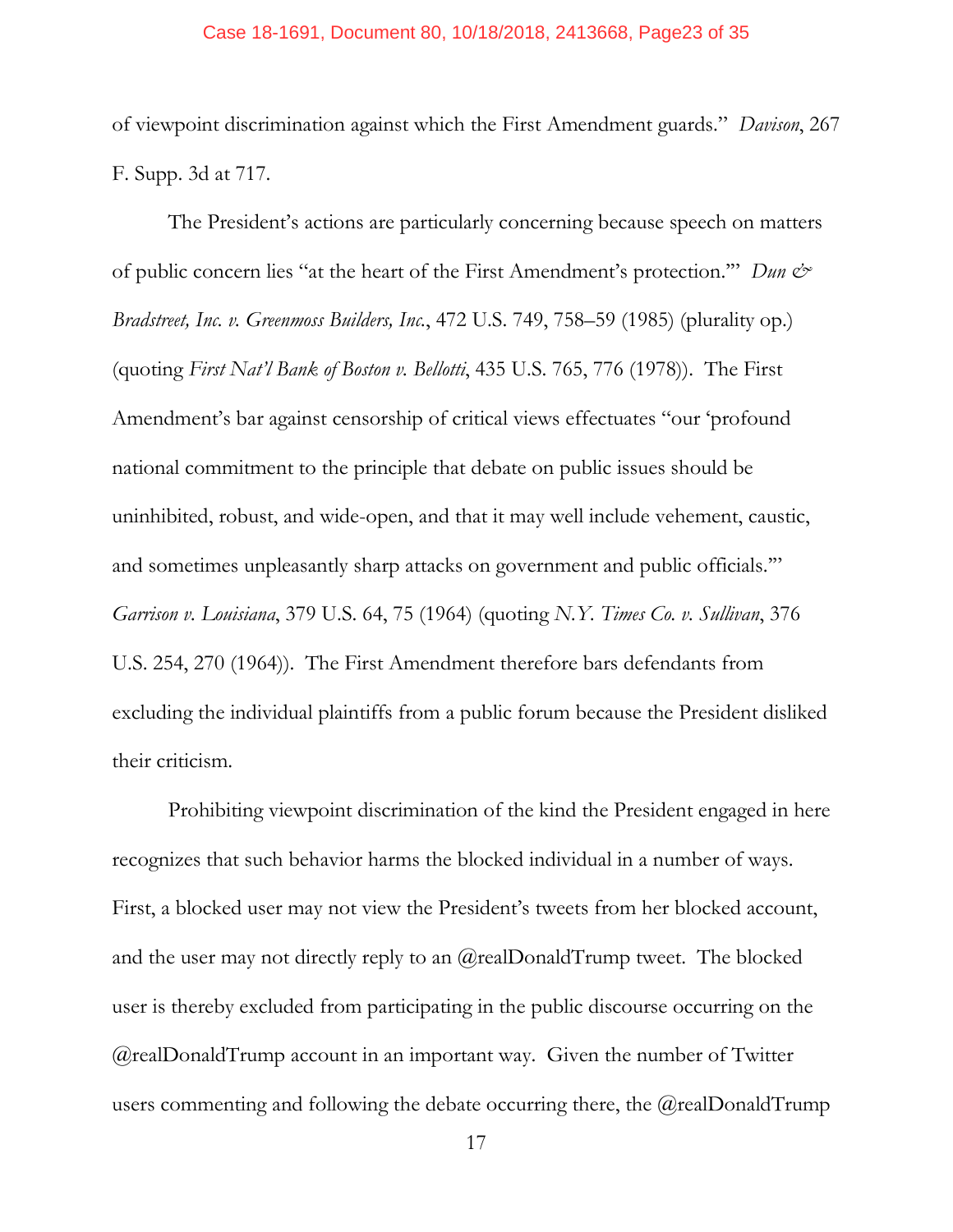of viewpoint discrimination against which the First Amendment guards." *Davison*, 267 F. Supp. 3d at 717.

The President's actions are particularly concerning because speech on matters of public concern lies "at the heart of the First Amendment's protection.'" *Dun & Bradstreet, Inc. v. Greenmoss Builders, Inc.*, 472 U.S. 749, 758–59 (1985) (plurality op.) (quoting *First Nat'l Bank of Boston v. Bellotti*, 435 U.S. 765, 776 (1978)). The First Amendment's bar against censorship of critical views effectuates "our 'profound national commitment to the principle that debate on public issues should be uninhibited, robust, and wide-open, and that it may well include vehement, caustic, and sometimes unpleasantly sharp attacks on government and public officials.'" *Garrison v. Louisiana*, 379 U.S. 64, 75 (1964) (quoting *N.Y. Times Co. v. Sullivan*, 376 U.S. 254, 270 (1964)). The First Amendment therefore bars defendants from excluding the individual plaintiffs from a public forum because the President disliked their criticism.

Prohibiting viewpoint discrimination of the kind the President engaged in here recognizes that such behavior harms the blocked individual in a number of ways. First, a blocked user may not view the President's tweets from her blocked account, and the user may not directly reply to an @realDonaldTrump tweet. The blocked user is thereby excluded from participating in the public discourse occurring on the @realDonaldTrump account in an important way. Given the number of Twitter users commenting and following the debate occurring there, the @realDonaldTrump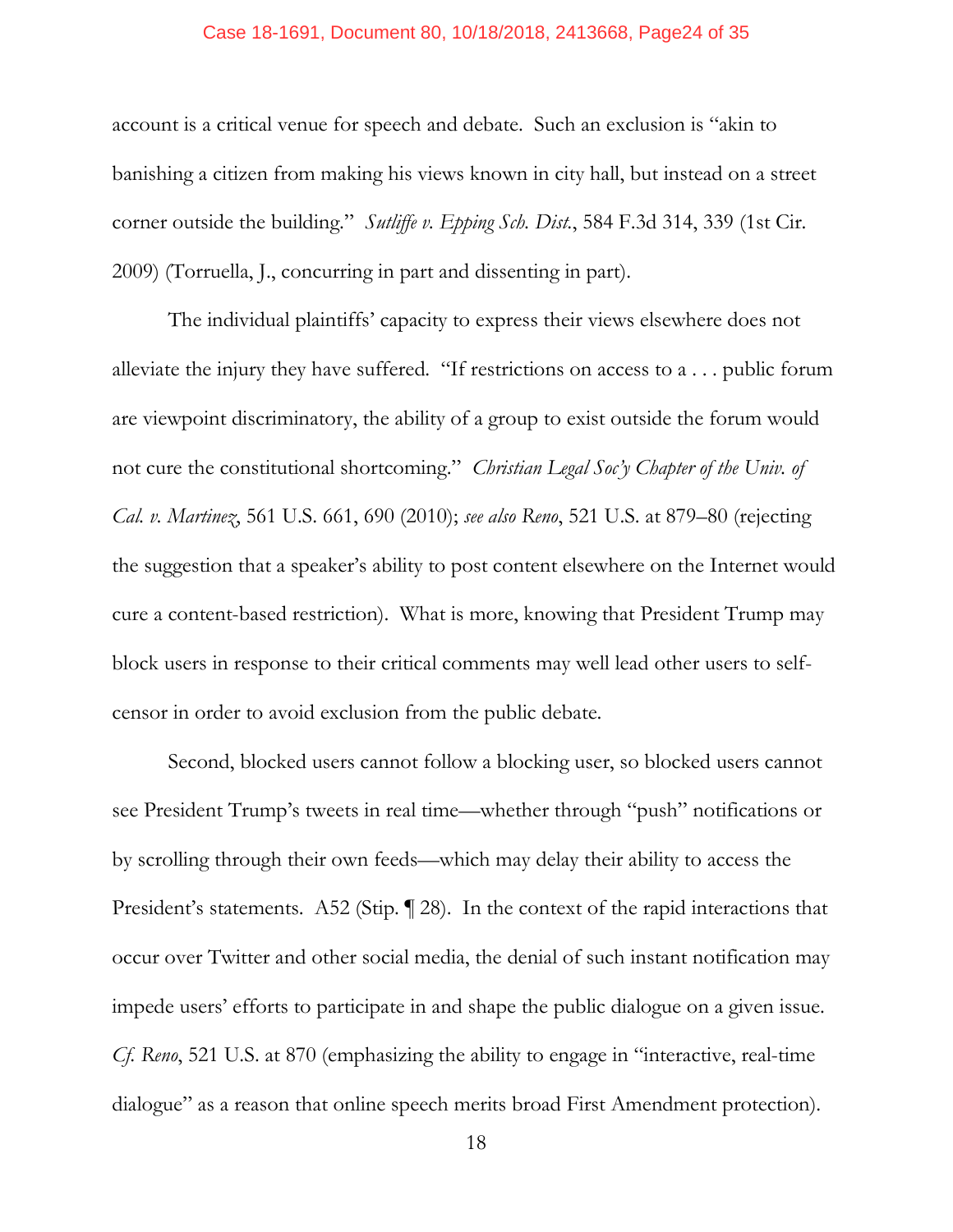account is a critical venue for speech and debate. Such an exclusion is "akin to banishing a citizen from making his views known in city hall, but instead on a street corner outside the building." *Sutliffe v. Epping Sch. Dist.*, 584 F.3d 314, 339 (1st Cir. 2009) (Torruella, J., concurring in part and dissenting in part).

The individual plaintiffs' capacity to express their views elsewhere does not alleviate the injury they have suffered. "If restrictions on access to a . . . public forum are viewpoint discriminatory, the ability of a group to exist outside the forum would not cure the constitutional shortcoming." *Christian Legal Soc'y Chapter of the Univ. of Cal. v. Martinez*, 561 U.S. 661, 690 (2010); *see also Reno*, 521 U.S. at 879–80 (rejecting the suggestion that a speaker's ability to post content elsewhere on the Internet would cure a content-based restriction). What is more, knowing that President Trump may block users in response to their critical comments may well lead other users to self-censor in order to avoid exclusion from the public debate.

Second, blocked users cannot follow a blocking user, so blocked users cannot see President Trump's tweets in real time—whether through "push" notifications or by scrolling through their own feeds—which may delay their ability to access the President's statements. A52 (Stip. ¶ 28). In the context of the rapid interactions that occur over Twitter and other social media, the denial of such instant notification may impede users' efforts to participate in and shape the public dialogue on a given issue. *Cf. Reno*, 521 U.S. at 870 (emphasizing the ability to engage in "interactive, real-time dialogue" as a reason that online speech merits broad First Amendment protection).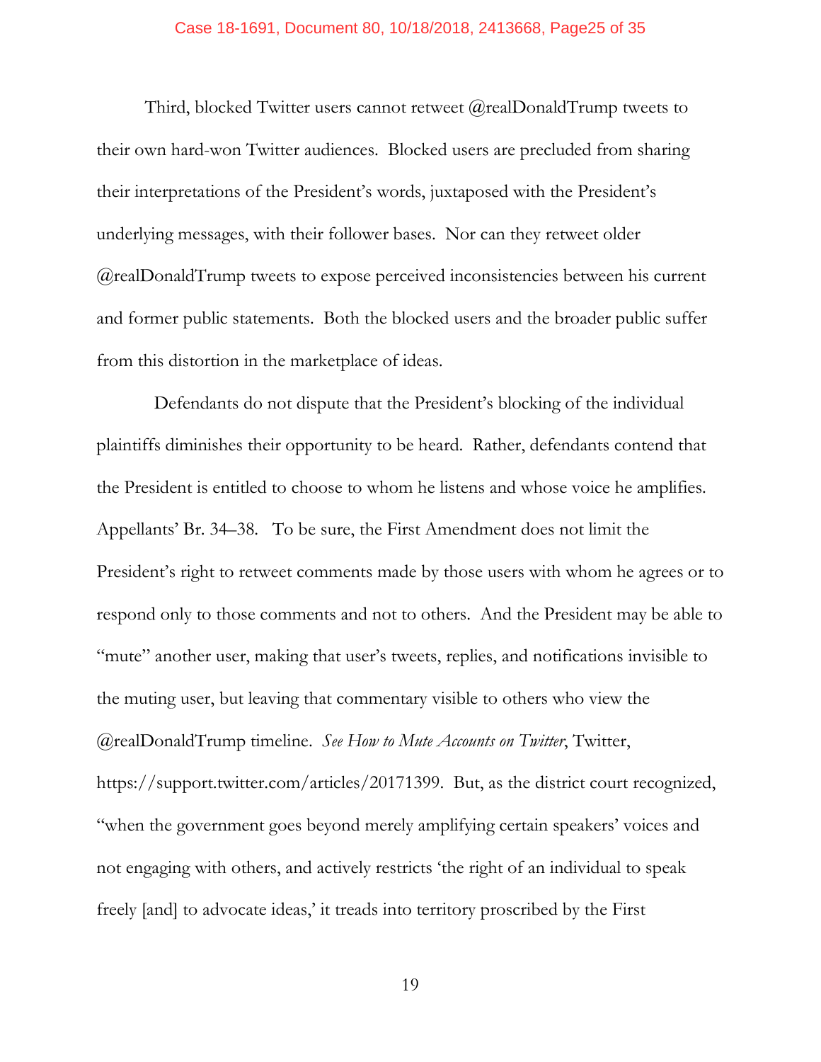Third, blocked Twitter users cannot retweet @realDonaldTrump tweets to their own hard-won Twitter audiences. Blocked users are precluded from sharing their interpretations of the President's words, juxtaposed with the President's underlying messages, with their follower bases. Nor can they retweet older @realDonaldTrump tweets to expose perceived inconsistencies between his current and former public statements. Both the blocked users and the broader public suffer from this distortion in the marketplace of ideas.

Defendants do not dispute that the President's blocking of the individual plaintiffs diminishes their opportunity to be heard. Rather, defendants contend that the President is entitled to choose to whom he listens and whose voice he amplifies. Appellants' Br. 34–38. To be sure, the First Amendment does not limit the President's right to retweet comments made by those users with whom he agrees or to respond only to those comments and not to others. And the President may be able to "mute" another user, making that user's tweets, replies, and notifications invisible to the muting user, but leaving that commentary visible to others who view the @realDonaldTrump timeline. *See How to Mute Accounts on Twitter*, Twitter, https://support.twitter.com/articles/20171399. But, as the district court recognized, "when the government goes beyond merely amplifying certain speakers' voices and not engaging with others, and actively restricts 'the right of an individual to speak freely [and] to advocate ideas,' it treads into territory proscribed by the First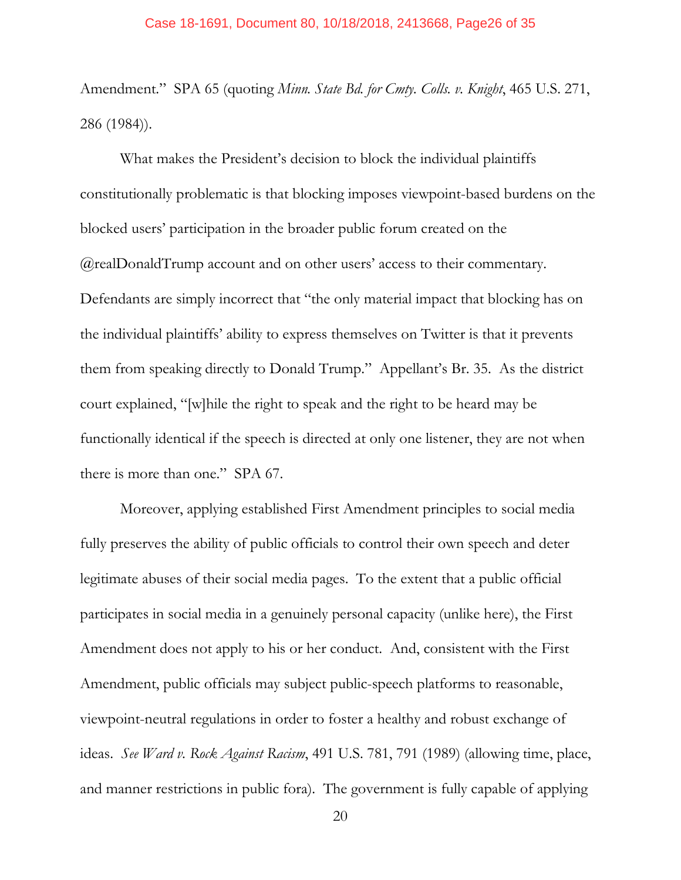Amendment." SPA 65 (quoting *Minn. State Bd. for Cmty. Colls. v. Knight*, 465 U.S. 271, 286 (1984)).

What makes the President's decision to block the individual plaintiffs constitutionally problematic is that blocking imposes viewpoint-based burdens on the blocked users' participation in the broader public forum created on the @realDonaldTrump account and on other users' access to their commentary. Defendants are simply incorrect that "the only material impact that blocking has on the individual plaintiffs' ability to express themselves on Twitter is that it prevents them from speaking directly to Donald Trump." Appellant's Br. 35. As the district court explained, "[w]hile the right to speak and the right to be heard may be functionally identical if the speech is directed at only one listener, they are not when there is more than one." SPA 67.

Moreover, applying established First Amendment principles to social media fully preserves the ability of public officials to control their own speech and deter legitimate abuses of their social media pages. To the extent that a public official participates in social media in a genuinely personal capacity (unlike here), the First Amendment does not apply to his or her conduct. And, consistent with the First Amendment, public officials may subject public-speech platforms to reasonable, viewpoint-neutral regulations in order to foster a healthy and robust exchange of ideas. *See Ward v. Rock Against Racism*, 491 U.S. 781, 791 (1989) (allowing time, place, and manner restrictions in public fora). The government is fully capable of applying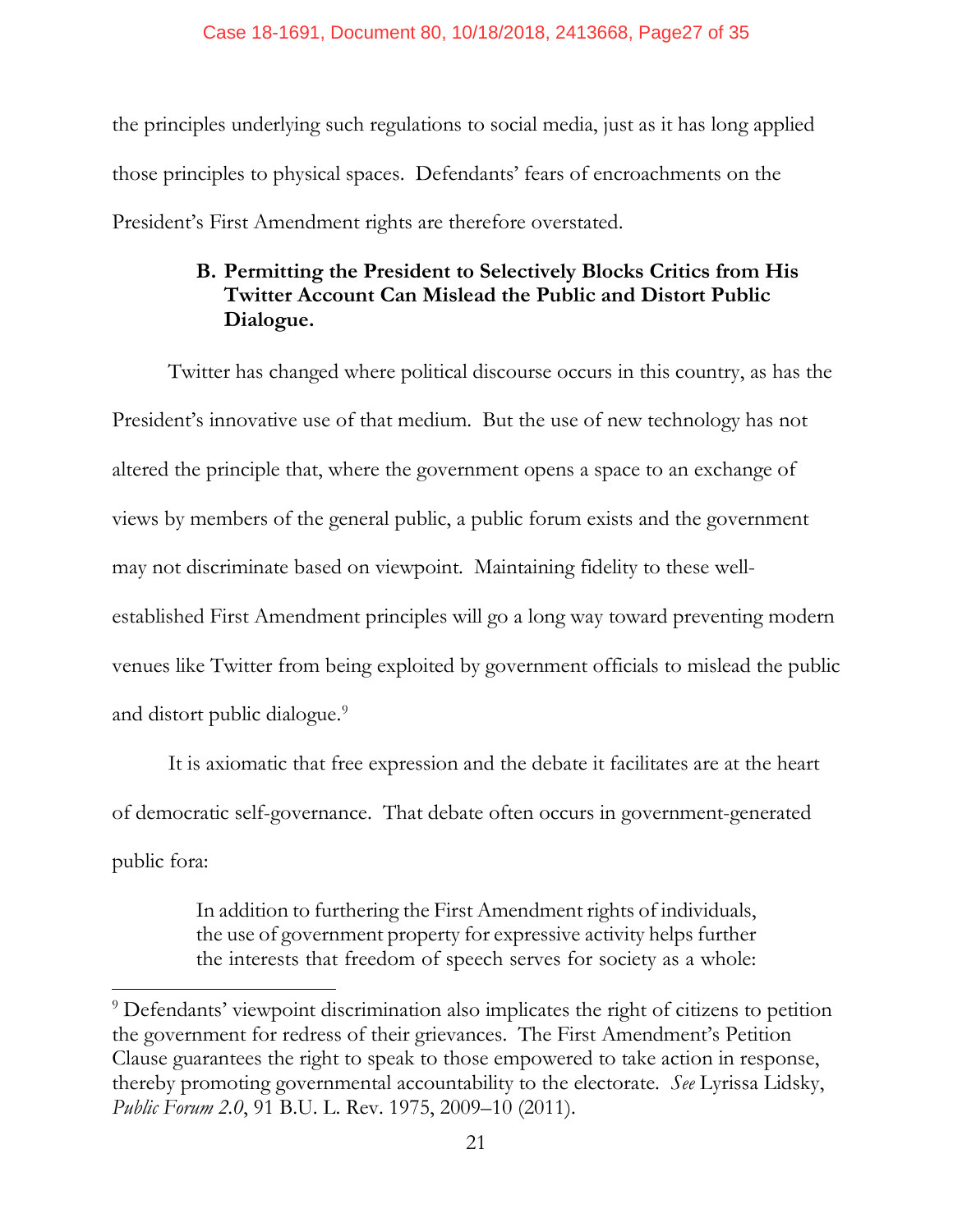the principles underlying such regulations to social media, just as it has long applied those principles to physical spaces. Defendants' fears of encroachments on the President's First Amendment rights are therefore overstated.

### B. Permitting the President to Selectively Blocks Critics from His Twitter Account Can Mislead the Public and Distort Public Dialogue.

Twitter has changed where political discourse occurs in this country, as has the President's innovative use of that medium. But the use of new technology has not altered the principle that, where the government opens a space to an exchange of views by members of the general public, a public forum exists and the government may not discriminate based on viewpoint. Maintaining fidelity to these well-established First Amendment principles will go a long way toward preventing modern venues like Twitter from being exploited by government officials to mislead the public and distort public dialogue.[9]

It is axiomatic that free expression and the debate it facilitates are at the heart of democratic self-governance. That debate often occurs in government-generated public fora:

> In addition to furthering the First Amendment rights of individuals, the use of government property for expressive activity helps further the interests that freedom of speech serves for society as a whole:

---

[9] Defendants' viewpoint discrimination also implicates the right of citizens to petition the government for redress of their grievances. The First Amendment's Petition Clause guarantees the right to speak to those empowered to take action in response, thereby promoting governmental accountability to the electorate. *See* Lyrissa Lidsky, *Public Forum 2.0*, 91 B.U. L. Rev. 1975, 2009–10 (2011).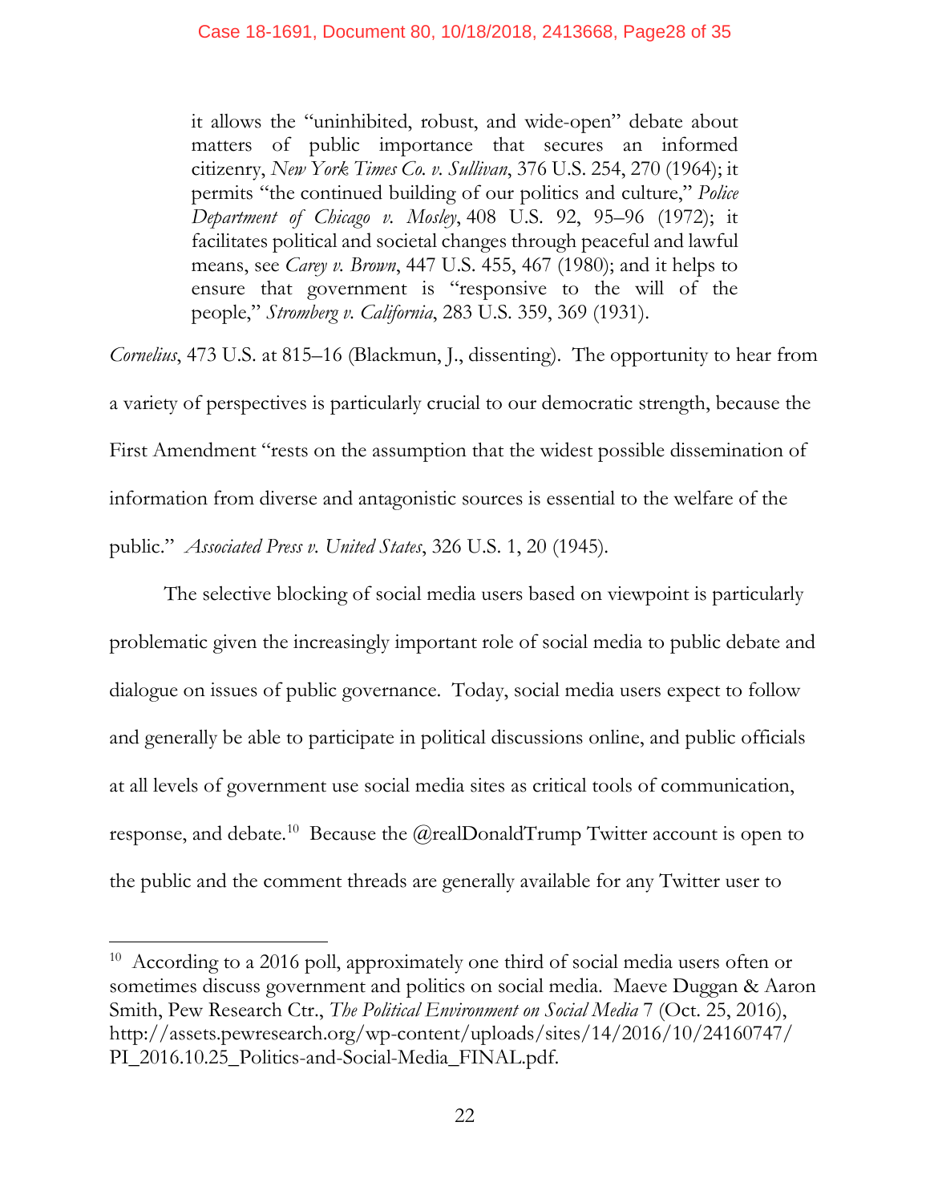> it allows the "uninhibited, robust, and wide-open" debate about matters of public importance that secures an informed citizenry, *New York Times Co. v. Sullivan*, 376 U.S. 254, 270 (1964); it permits "the continued building of our politics and culture," *Police Department of Chicago v. Mosley*, 408 U.S. 92, 95–96 (1972); it facilitates political and societal changes through peaceful and lawful means, see *Carey v. Brown*, 447 U.S. 455, 467 (1980); and it helps to ensure that government is "responsive to the will of the people," *Stromberg v. California*, 283 U.S. 359, 369 (1931).

*Cornelius*, 473 U.S. at 815–16 (Blackmun, J., dissenting). The opportunity to hear from a variety of perspectives is particularly crucial to our democratic strength, because the First Amendment "rests on the assumption that the widest possible dissemination of information from diverse and antagonistic sources is essential to the welfare of the public." *Associated Press v. United States*, 326 U.S. 1, 20 (1945).

The selective blocking of social media users based on viewpoint is particularly problematic given the increasingly important role of social media to public debate and dialogue on issues of public governance. Today, social media users expect to follow and generally be able to participate in political discussions online, and public officials at all levels of government use social media sites as critical tools of communication, response, and debate.[10] Because the @realDonaldTrump Twitter account is open to the public and the comment threads are generally available for any Twitter user to

---

[10] According to a 2016 poll, approximately one third of social media users often or sometimes discuss government and politics on social media. Maeve Duggan & Aaron Smith, Pew Research Ctr., *The Political Environment on Social Media* 7 (Oct. 25, 2016), http://assets.pewresearch.org/wp-content/uploads/sites/14/2016/10/24160747/PI_2016.10.25_Politics-and-Social-Media_FINAL.pdf.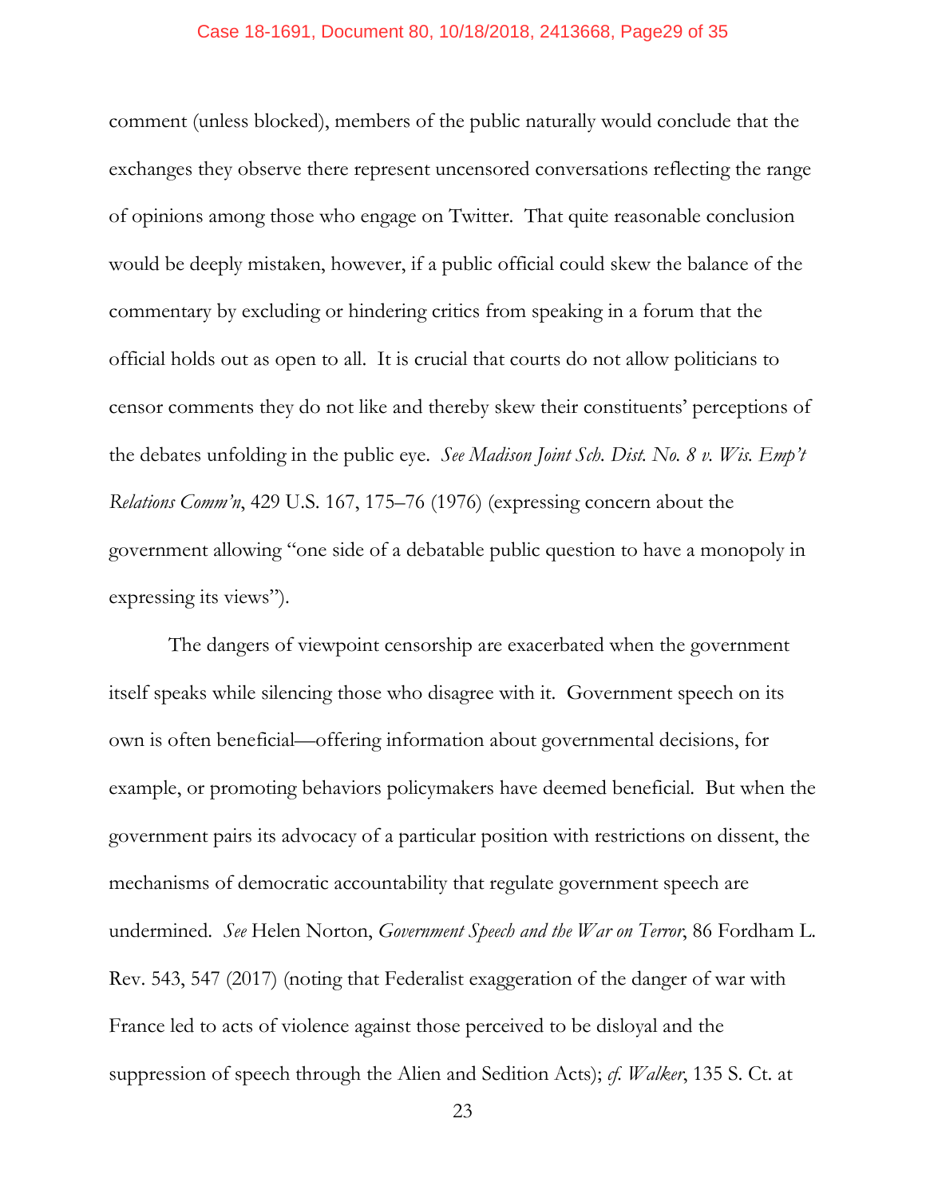comment (unless blocked), members of the public naturally would conclude that the exchanges they observe there represent uncensored conversations reflecting the range of opinions among those who engage on Twitter. That quite reasonable conclusion would be deeply mistaken, however, if a public official could skew the balance of the commentary by excluding or hindering critics from speaking in a forum that the official holds out as open to all. It is crucial that courts do not allow politicians to censor comments they do not like and thereby skew their constituents' perceptions of the debates unfolding in the public eye. *See Madison Joint Sch. Dist. No. 8 v. Wis. Emp't Relations Comm'n*, 429 U.S. 167, 175–76 (1976) (expressing concern about the government allowing "one side of a debatable public question to have a monopoly in expressing its views").

The dangers of viewpoint censorship are exacerbated when the government itself speaks while silencing those who disagree with it. Government speech on its own is often beneficial—offering information about governmental decisions, for example, or promoting behaviors policymakers have deemed beneficial. But when the government pairs its advocacy of a particular position with restrictions on dissent, the mechanisms of democratic accountability that regulate government speech are undermined. *See* Helen Norton, *Government Speech and the War on Terror*, 86 Fordham L. Rev. 543, 547 (2017) (noting that Federalist exaggeration of the danger of war with France led to acts of violence against those perceived to be disloyal and the suppression of speech through the Alien and Sedition Acts); *cf. Walker*, 135 S. Ct. at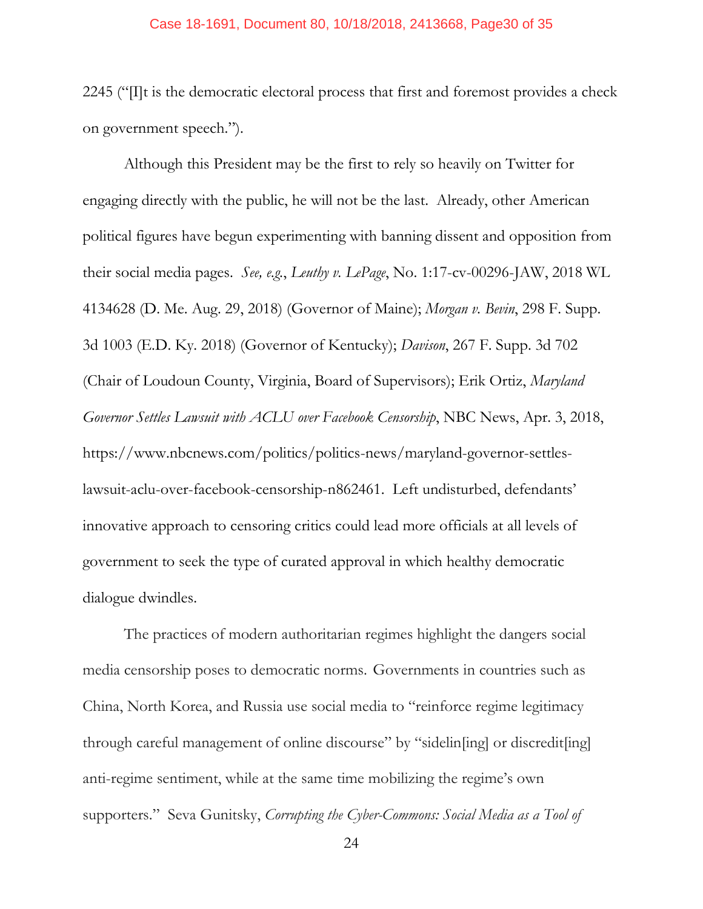2245 ("[I]t is the democratic electoral process that first and foremost provides a check on government speech.").

Although this President may be the first to rely so heavily on Twitter for engaging directly with the public, he will not be the last. Already, other American political figures have begun experimenting with banning dissent and opposition from their social media pages. *See, e.g.*, *Leuthy v. LePage*, No. 1:17-cv-00296-JAW, 2018 WL 4134628 (D. Me. Aug. 29, 2018) (Governor of Maine); *Morgan v. Bevin*, 298 F. Supp. 3d 1003 (E.D. Ky. 2018) (Governor of Kentucky); *Davison*, 267 F. Supp. 3d 702 (Chair of Loudoun County, Virginia, Board of Supervisors); Erik Ortiz, *Maryland Governor Settles Lawsuit with ACLU over Facebook Censorship*, NBC News, Apr. 3, 2018, https://www.nbcnews.com/politics/politics-news/maryland-governor-settles-lawsuit-aclu-over-facebook-censorship-n862461. Left undisturbed, defendants' innovative approach to censoring critics could lead more officials at all levels of government to seek the type of curated approval in which healthy democratic dialogue dwindles.

The practices of modern authoritarian regimes highlight the dangers social media censorship poses to democratic norms. Governments in countries such as China, North Korea, and Russia use social media to "reinforce regime legitimacy through careful management of online discourse" by "sidelin[ing] or discredit[ing] anti-regime sentiment, while at the same time mobilizing the regime's own supporters." Seva Gunitsky, *Corrupting the Cyber-Commons: Social Media as a Tool of*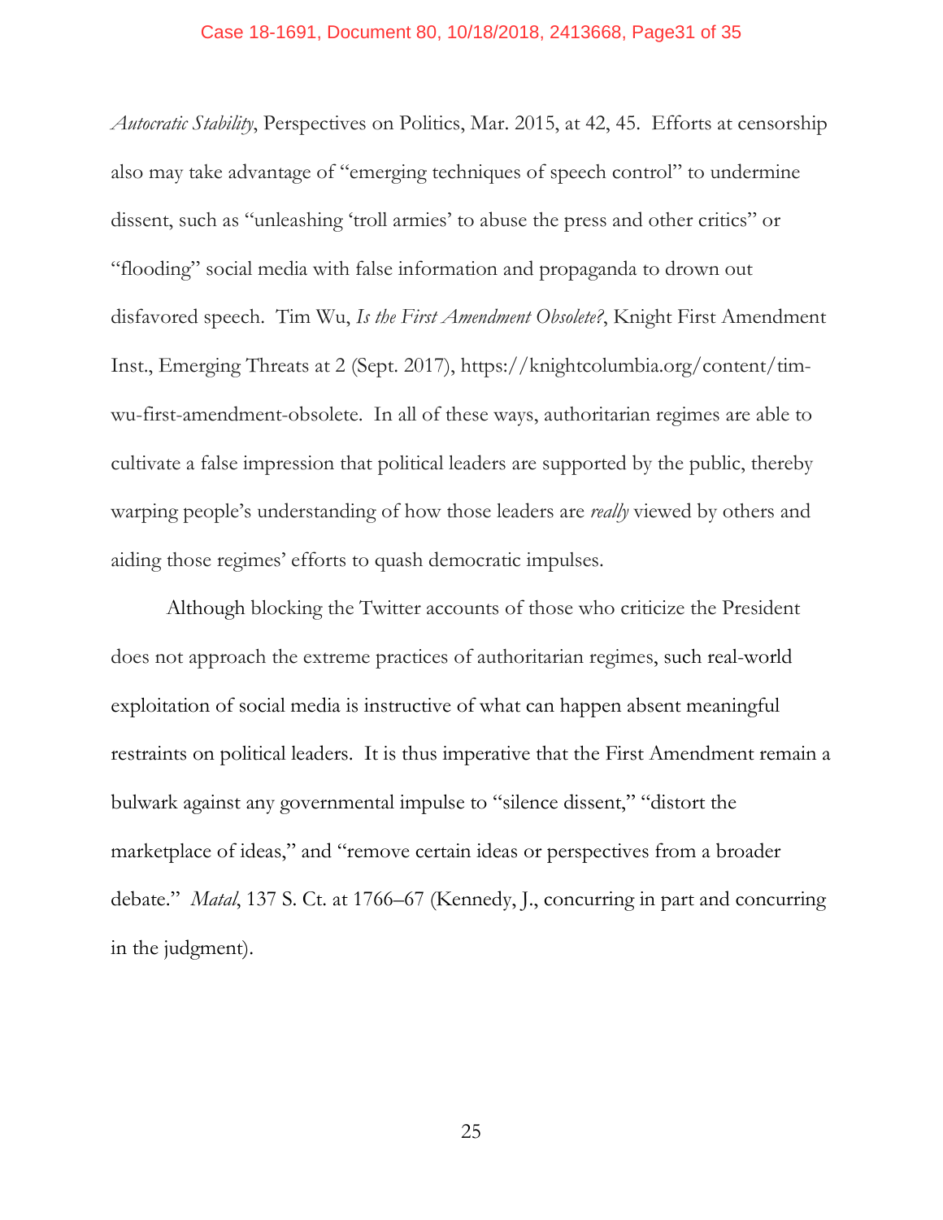*Autocratic Stability*, Perspectives on Politics, Mar. 2015, at 42, 45. Efforts at censorship also may take advantage of "emerging techniques of speech control" to undermine dissent, such as "unleashing 'troll armies' to abuse the press and other critics" or "flooding" social media with false information and propaganda to drown out disfavored speech. Tim Wu, *Is the First Amendment Obsolete?*, Knight First Amendment Inst., Emerging Threats at 2 (Sept. 2017), https://knightcolumbia.org/content/tim-wu-first-amendment-obsolete. In all of these ways, authoritarian regimes are able to cultivate a false impression that political leaders are supported by the public, thereby warping people's understanding of how those leaders are *really* viewed by others and aiding those regimes' efforts to quash democratic impulses.

Although blocking the Twitter accounts of those who criticize the President does not approach the extreme practices of authoritarian regimes, such real-world exploitation of social media is instructive of what can happen absent meaningful restraints on political leaders. It is thus imperative that the First Amendment remain a bulwark against any governmental impulse to "silence dissent," "distort the marketplace of ideas," and "remove certain ideas or perspectives from a broader debate." *Matal*, 137 S. Ct. at 1766–67 (Kennedy, J., concurring in part and concurring in the judgment).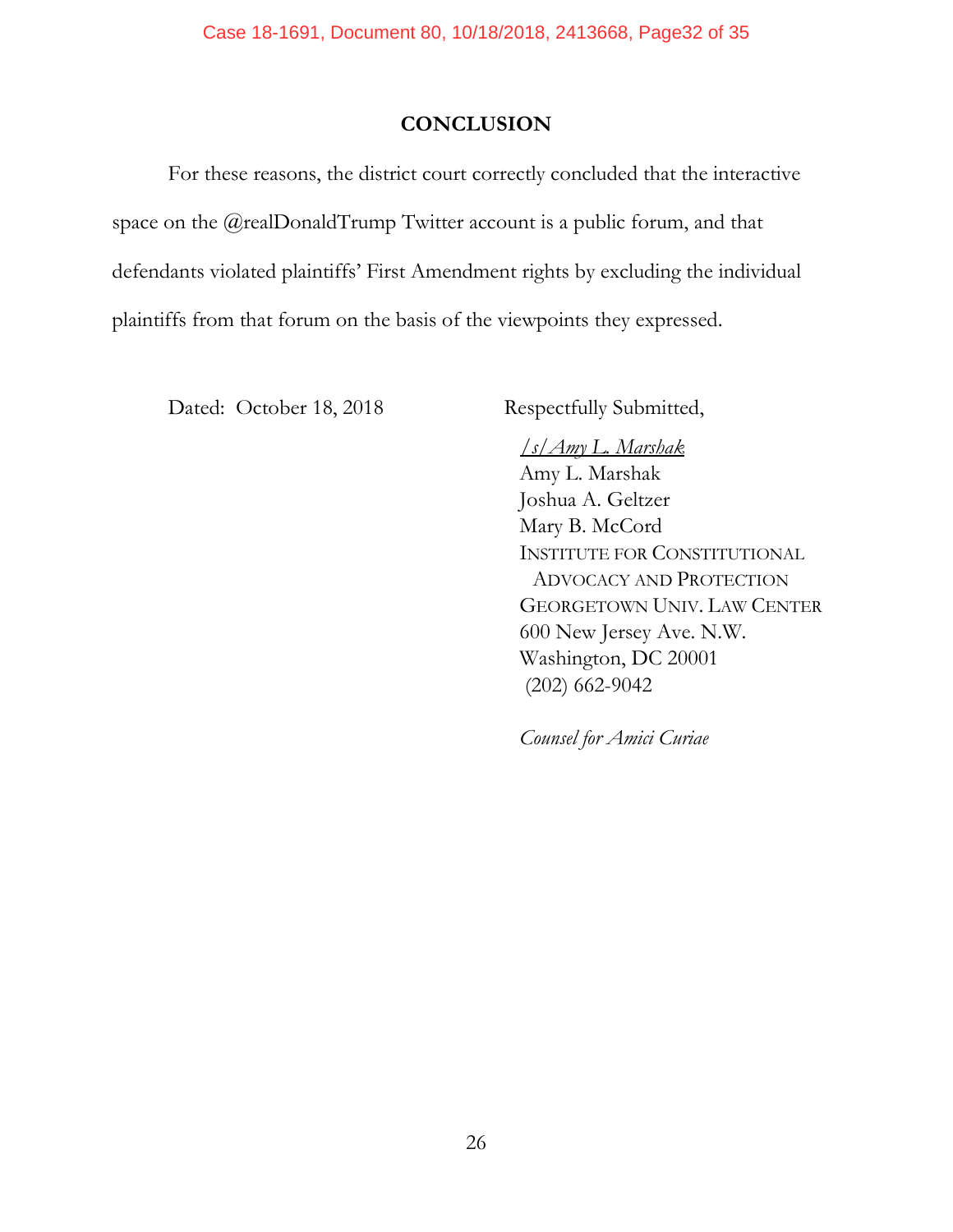## CONCLUSION

For these reasons, the district court correctly concluded that the interactive space on the @realDonaldTrump Twitter account is a public forum, and that defendants violated plaintiffs' First Amendment rights by excluding the individual plaintiffs from that forum on the basis of the viewpoints they expressed.

Dated: October 18, 2018

Respectfully Submitted,

*/s/ Amy L. Marshak*
Amy L. Marshak
Joshua A. Geltzer
Mary B. McCord
INSTITUTE FOR CONSTITUTIONAL ADVOCACY AND PROTECTION
GEORGETOWN UNIV. LAW CENTER
600 New Jersey Ave. N.W.
Washington, DC 20001
(202) 662-9042

*Counsel for Amici Curiae*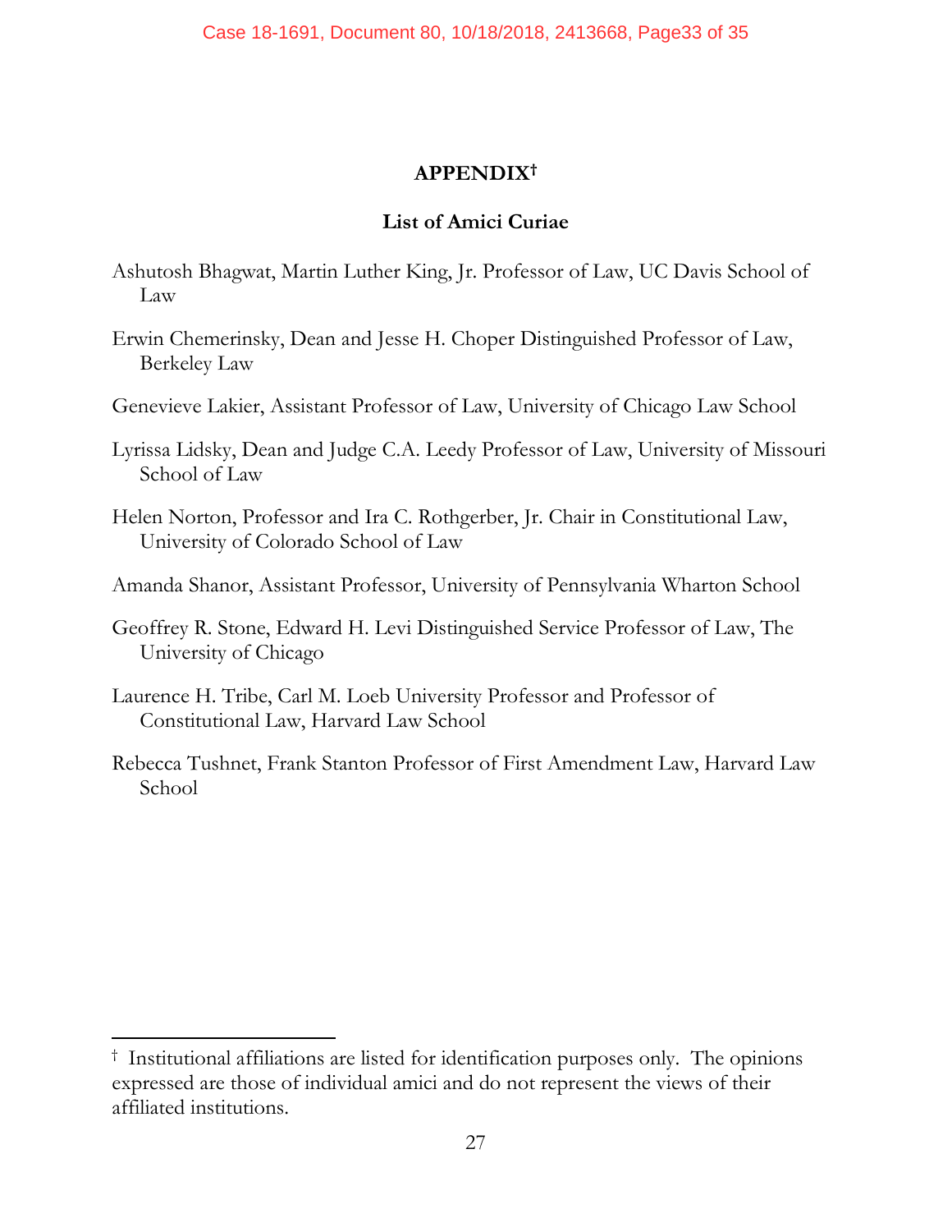# APPENDIX[†]

## List of Amici Curiae

Ashutosh Bhagwat, Martin Luther King, Jr. Professor of Law, UC Davis School of Law

Erwin Chemerinsky, Dean and Jesse H. Choper Distinguished Professor of Law, Berkeley Law

Genevieve Lakier, Assistant Professor of Law, University of Chicago Law School

Lyrissa Lidsky, Dean and Judge C.A. Leedy Professor of Law, University of Missouri School of Law

Helen Norton, Professor and Ira C. Rothgerber, Jr. Chair in Constitutional Law, University of Colorado School of Law

Amanda Shanor, Assistant Professor, University of Pennsylvania Wharton School

Geoffrey R. Stone, Edward H. Levi Distinguished Service Professor of Law, The University of Chicago

Laurence H. Tribe, Carl M. Loeb University Professor and Professor of Constitutional Law, Harvard Law School

Rebecca Tushnet, Frank Stanton Professor of First Amendment Law, Harvard Law School

---

[†] Institutional affiliations are listed for identification purposes only. The opinions expressed are those of individual amici and do not represent the views of their affiliated institutions.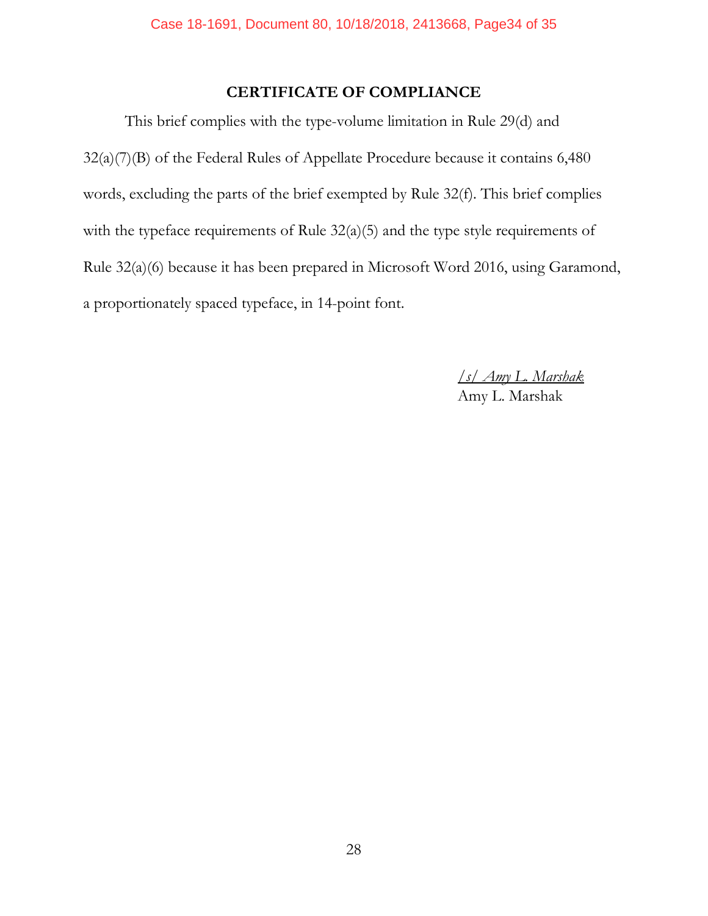## CERTIFICATE OF COMPLIANCE

This brief complies with the type-volume limitation in Rule 29(d) and 32(a)(7)(B) of the Federal Rules of Appellate Procedure because it contains 6,480 words, excluding the parts of the brief exempted by Rule 32(f). This brief complies with the typeface requirements of Rule 32(a)(5) and the type style requirements of Rule 32(a)(6) because it has been prepared in Microsoft Word 2016, using Garamond, a proportionately spaced typeface, in 14-point font.

*/s/ Amy L. Marshak*
Amy L. Marshak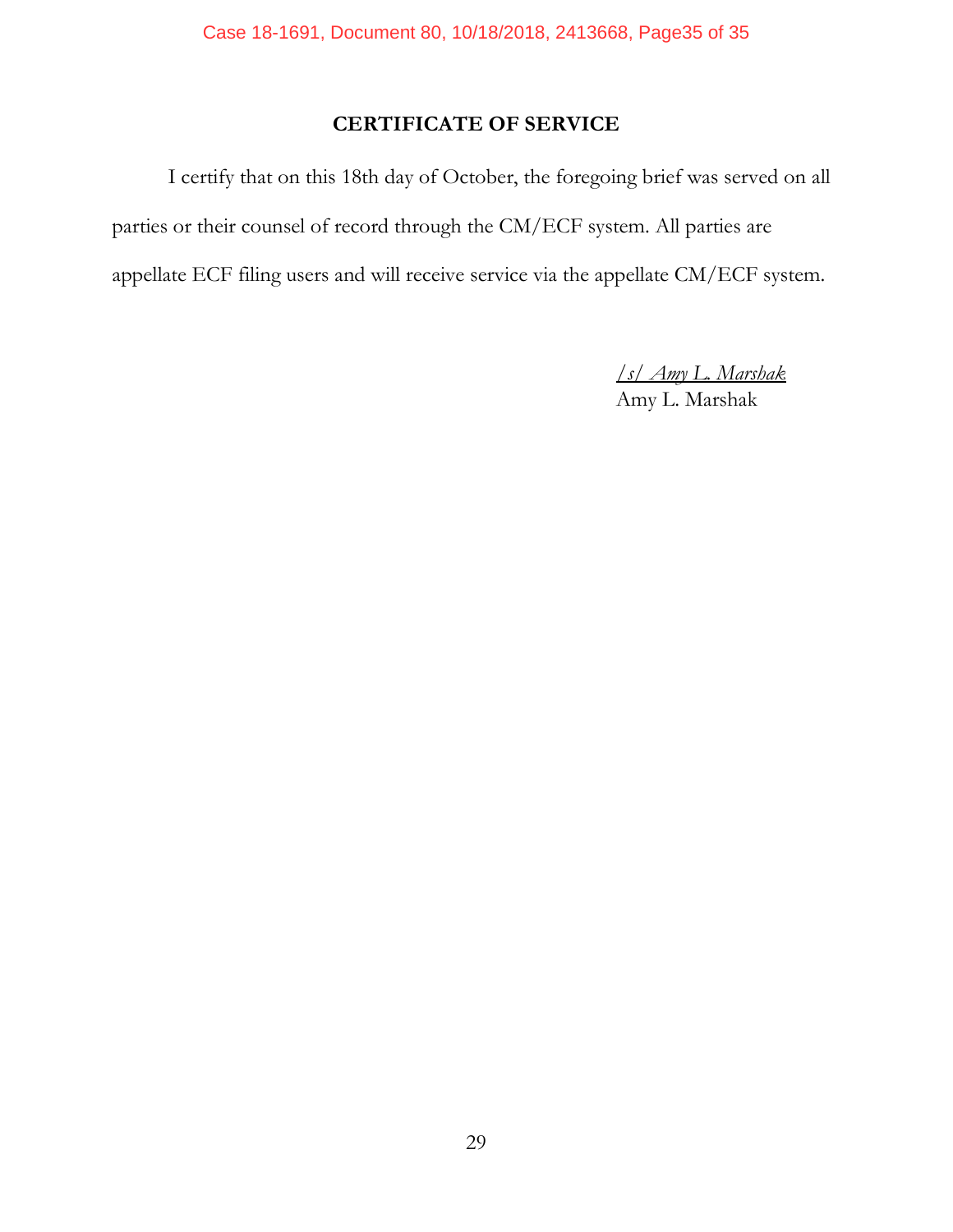## CERTIFICATE OF SERVICE

I certify that on this 18th day of October, the foregoing brief was served on all parties or their counsel of record through the CM/ECF system. All parties are appellate ECF filing users and will receive service via the appellate CM/ECF system.

*/s/ Amy L. Marshak*
Amy L. Marshak